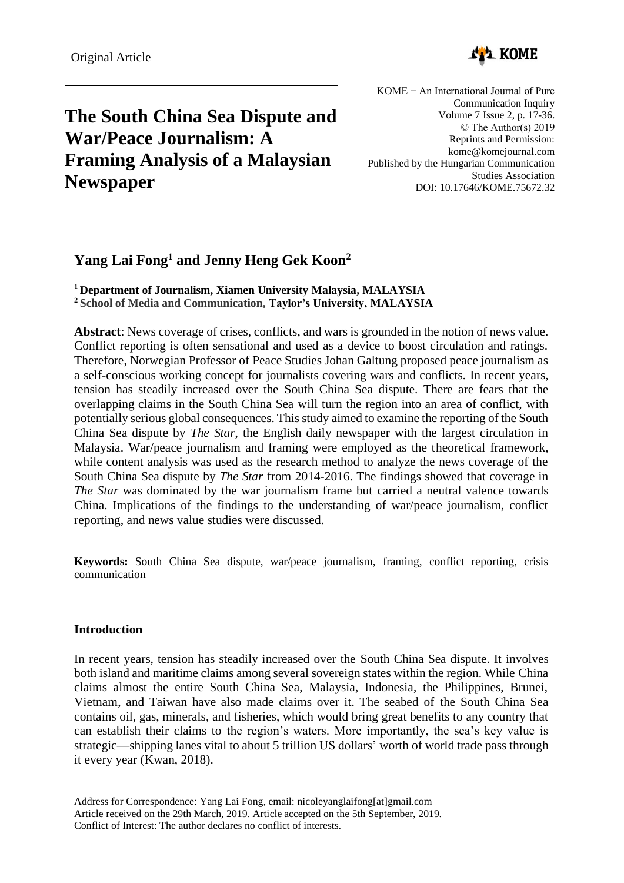Original Article

# The South China Sea Dispute and War/Peace Journalism: A Framing Analysis of a Malaysian Newspaper

KOME − An International Journal of Pure Communication Inquiry
Volume 7 Issue 2, p. 17-36.
© The Author(s) 2019
Reprints and Permission: kome@komejournal.com
Published by the Hungarian Communication Studies Association
DOI: 10.17646/KOME.75672.32

## Yang Lai Fong[1] and Jenny Heng Gek Koon[2]

**[1] Department of Journalism, Xiamen University Malaysia, MALAYSIA**
**[2] School of Media and Communication, Taylor's University, MALAYSIA**

**Abstract**: News coverage of crises, conflicts, and wars is grounded in the notion of news value. Conflict reporting is often sensational and used as a device to boost circulation and ratings. Therefore, Norwegian Professor of Peace Studies Johan Galtung proposed peace journalism as a self-conscious working concept for journalists covering wars and conflicts. In recent years, tension has steadily increased over the South China Sea dispute. There are fears that the overlapping claims in the South China Sea will turn the region into an area of conflict, with potentially serious global consequences. This study aimed to examine the reporting of the South China Sea dispute by *The Star*, the English daily newspaper with the largest circulation in Malaysia. War/peace journalism and framing were employed as the theoretical framework, while content analysis was used as the research method to analyze the news coverage of the South China Sea dispute by *The Star* from 2014-2016. The findings showed that coverage in *The Star* was dominated by the war journalism frame but carried a neutral valence towards China. Implications of the findings to the understanding of war/peace journalism, conflict reporting, and news value studies were discussed.

**Keywords:** South China Sea dispute, war/peace journalism, framing, conflict reporting, crisis communication

### Introduction

In recent years, tension has steadily increased over the South China Sea dispute. It involves both island and maritime claims among several sovereign states within the region. While China claims almost the entire South China Sea, Malaysia, Indonesia, the Philippines, Brunei, Vietnam, and Taiwan have also made claims over it. The seabed of the South China Sea contains oil, gas, minerals, and fisheries, which would bring great benefits to any country that can establish their claims to the region's waters. More importantly, the sea's key value is strategic—shipping lanes vital to about 5 trillion US dollars' worth of world trade pass through it every year (Kwan, 2018).

Address for Correspondence: Yang Lai Fong, email: nicoleyanglaifong[at]gmail.com
Article received on the 29th March, 2019. Article accepted on the 5th September, 2019.
Conflict of Interest: The author declares no conflict of interests.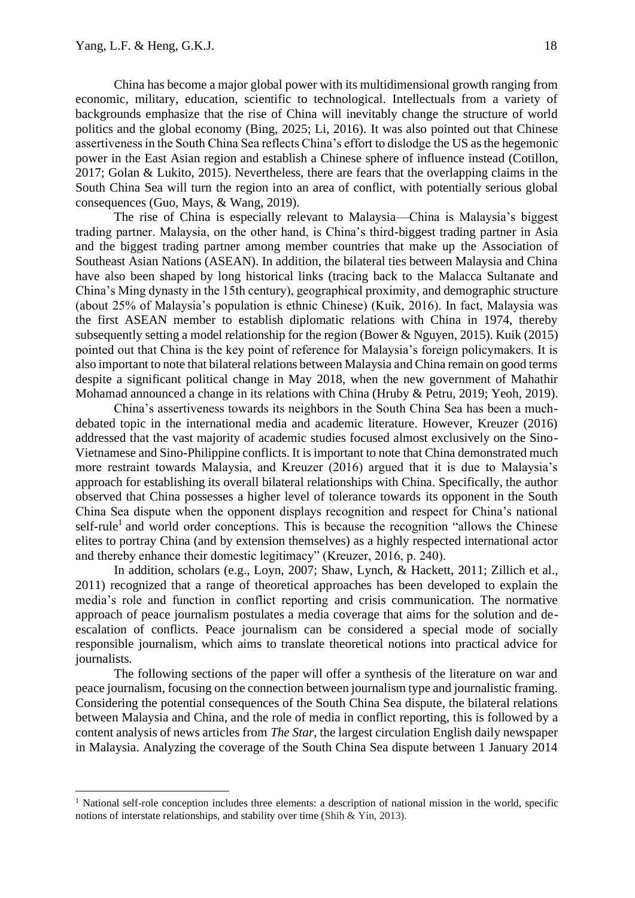China has become a major global power with its multidimensional growth ranging from economic, military, education, scientific to technological. Intellectuals from a variety of backgrounds emphasize that the rise of China will inevitably change the structure of world politics and the global economy (Bing, 2025; Li, 2016). It was also pointed out that Chinese assertiveness in the South China Sea reflects China's effort to dislodge the US as the hegemonic power in the East Asian region and establish a Chinese sphere of influence instead (Cotillon, 2017; Golan & Lukito, 2015). Nevertheless, there are fears that the overlapping claims in the South China Sea will turn the region into an area of conflict, with potentially serious global consequences (Guo, Mays, & Wang, 2019).

The rise of China is especially relevant to Malaysia—China is Malaysia's biggest trading partner. Malaysia, on the other hand, is China's third-biggest trading partner in Asia and the biggest trading partner among member countries that make up the Association of Southeast Asian Nations (ASEAN). In addition, the bilateral ties between Malaysia and China have also been shaped by long historical links (tracing back to the Malacca Sultanate and China's Ming dynasty in the 15th century), geographical proximity, and demographic structure (about 25% of Malaysia's population is ethnic Chinese) (Kuik, 2016). In fact, Malaysia was the first ASEAN member to establish diplomatic relations with China in 1974, thereby subsequently setting a model relationship for the region (Bower & Nguyen, 2015). Kuik (2015) pointed out that China is the key point of reference for Malaysia's foreign policymakers. It is also important to note that bilateral relations between Malaysia and China remain on good terms despite a significant political change in May 2018, when the new government of Mahathir Mohamad announced a change in its relations with China (Hruby & Petru, 2019; Yeoh, 2019).

China's assertiveness towards its neighbors in the South China Sea has been a much-debated topic in the international media and academic literature. However, Kreuzer (2016) addressed that the vast majority of academic studies focused almost exclusively on the Sino-Vietnamese and Sino-Philippine conflicts. It is important to note that China demonstrated much more restraint towards Malaysia, and Kreuzer (2016) argued that it is due to Malaysia's approach for establishing its overall bilateral relationships with China. Specifically, the author observed that China possesses a higher level of tolerance towards its opponent in the South China Sea dispute when the opponent displays recognition and respect for China's national self-rule[1] and world order conceptions. This is because the recognition "allows the Chinese elites to portray China (and by extension themselves) as a highly respected international actor and thereby enhance their domestic legitimacy" (Kreuzer, 2016, p. 240).

In addition, scholars (e.g., Loyn, 2007; Shaw, Lynch, & Hackett, 2011; Zillich et al., 2011) recognized that a range of theoretical approaches has been developed to explain the media's role and function in conflict reporting and crisis communication. The normative approach of peace journalism postulates a media coverage that aims for the solution and de-escalation of conflicts. Peace journalism can be considered a special mode of socially responsible journalism, which aims to translate theoretical notions into practical advice for journalists.

The following sections of the paper will offer a synthesis of the literature on war and peace journalism, focusing on the connection between journalism type and journalistic framing. Considering the potential consequences of the South China Sea dispute, the bilateral relations between Malaysia and China, and the role of media in conflict reporting, this is followed by a content analysis of news articles from *The Star*, the largest circulation English daily newspaper in Malaysia. Analyzing the coverage of the South China Sea dispute between 1 January 2014

---

[1] National self-role conception includes three elements: a description of national mission in the world, specific notions of interstate relationships, and stability over time (Shih & Yin, 2013).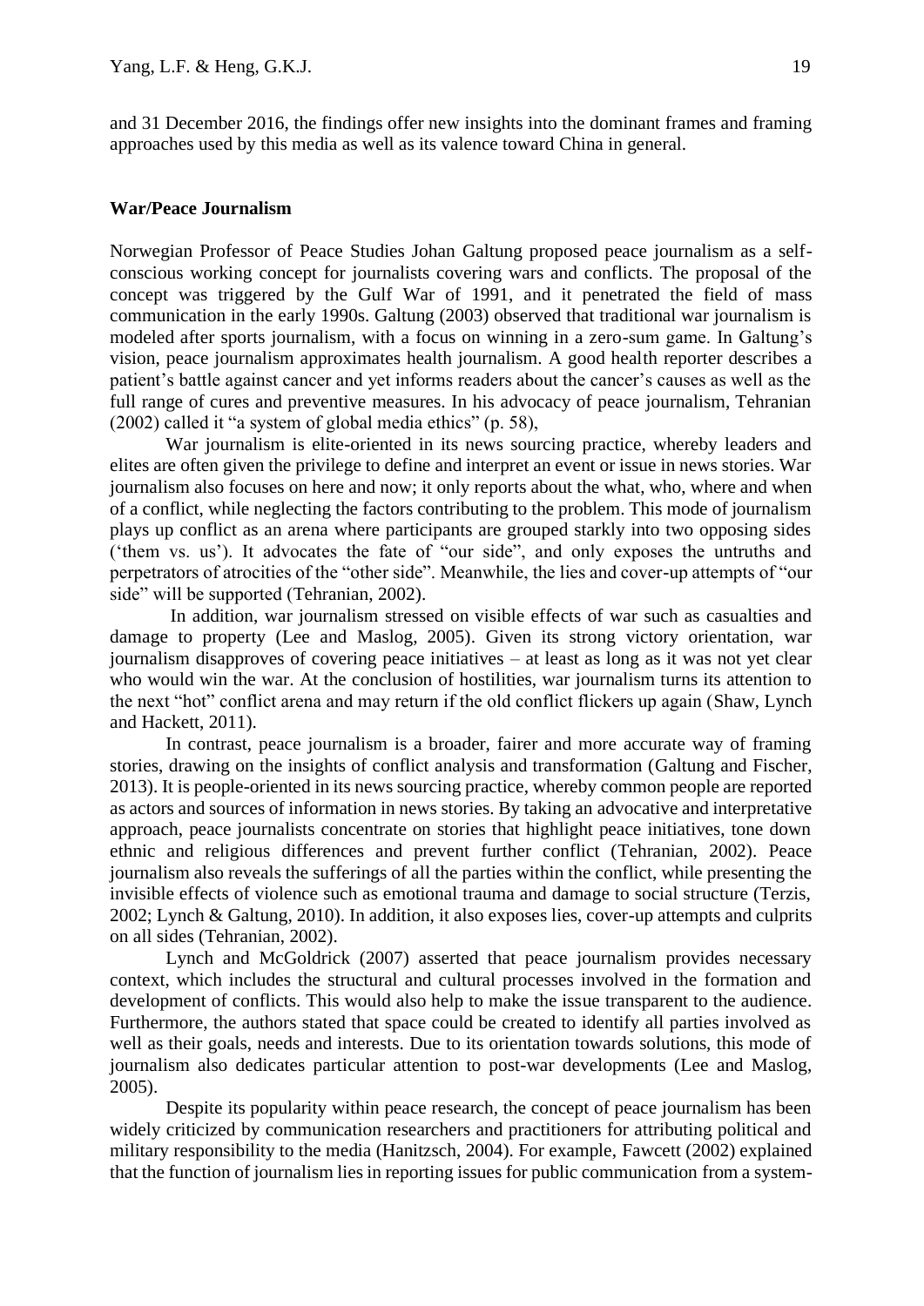and 31 December 2016, the findings offer new insights into the dominant frames and framing approaches used by this media as well as its valence toward China in general.

## War/Peace Journalism

Norwegian Professor of Peace Studies Johan Galtung proposed peace journalism as a self-conscious working concept for journalists covering wars and conflicts. The proposal of the concept was triggered by the Gulf War of 1991, and it penetrated the field of mass communication in the early 1990s. Galtung (2003) observed that traditional war journalism is modeled after sports journalism, with a focus on winning in a zero-sum game. In Galtung's vision, peace journalism approximates health journalism. A good health reporter describes a patient's battle against cancer and yet informs readers about the cancer's causes as well as the full range of cures and preventive measures. In his advocacy of peace journalism, Tehranian (2002) called it "a system of global media ethics" (p. 58),

War journalism is elite-oriented in its news sourcing practice, whereby leaders and elites are often given the privilege to define and interpret an event or issue in news stories. War journalism also focuses on here and now; it only reports about the what, who, where and when of a conflict, while neglecting the factors contributing to the problem. This mode of journalism plays up conflict as an arena where participants are grouped starkly into two opposing sides ('them vs. us'). It advocates the fate of "our side", and only exposes the untruths and perpetrators of atrocities of the "other side". Meanwhile, the lies and cover-up attempts of "our side" will be supported (Tehranian, 2002).

In addition, war journalism stressed on visible effects of war such as casualties and damage to property (Lee and Maslog, 2005). Given its strong victory orientation, war journalism disapproves of covering peace initiatives – at least as long as it was not yet clear who would win the war. At the conclusion of hostilities, war journalism turns its attention to the next "hot" conflict arena and may return if the old conflict flickers up again (Shaw, Lynch and Hackett, 2011).

In contrast, peace journalism is a broader, fairer and more accurate way of framing stories, drawing on the insights of conflict analysis and transformation (Galtung and Fischer, 2013). It is people-oriented in its news sourcing practice, whereby common people are reported as actors and sources of information in news stories. By taking an advocative and interpretative approach, peace journalists concentrate on stories that highlight peace initiatives, tone down ethnic and religious differences and prevent further conflict (Tehranian, 2002). Peace journalism also reveals the sufferings of all the parties within the conflict, while presenting the invisible effects of violence such as emotional trauma and damage to social structure (Terzis, 2002; Lynch & Galtung, 2010). In addition, it also exposes lies, cover-up attempts and culprits on all sides (Tehranian, 2002).

Lynch and McGoldrick (2007) asserted that peace journalism provides necessary context, which includes the structural and cultural processes involved in the formation and development of conflicts. This would also help to make the issue transparent to the audience. Furthermore, the authors stated that space could be created to identify all parties involved as well as their goals, needs and interests. Due to its orientation towards solutions, this mode of journalism also dedicates particular attention to post-war developments (Lee and Maslog, 2005).

Despite its popularity within peace research, the concept of peace journalism has been widely criticized by communication researchers and practitioners for attributing political and military responsibility to the media (Hanitzsch, 2004). For example, Fawcett (2002) explained that the function of journalism lies in reporting issues for public communication from a system-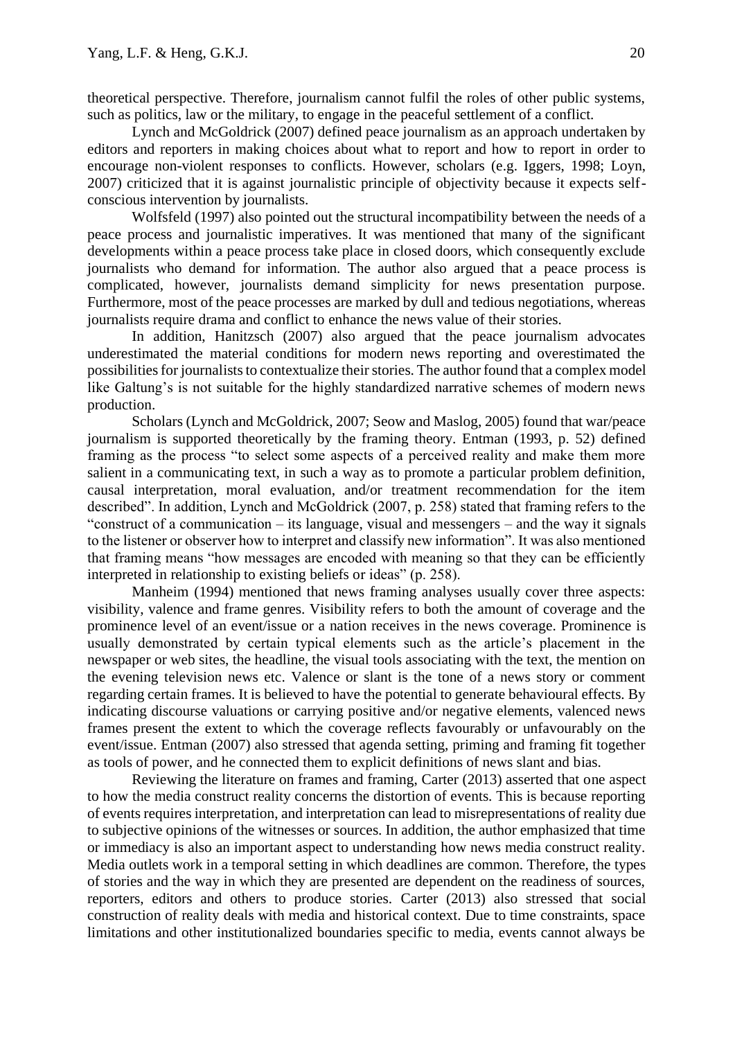theoretical perspective. Therefore, journalism cannot fulfil the roles of other public systems, such as politics, law or the military, to engage in the peaceful settlement of a conflict.

Lynch and McGoldrick (2007) defined peace journalism as an approach undertaken by editors and reporters in making choices about what to report and how to report in order to encourage non-violent responses to conflicts. However, scholars (e.g. Iggers, 1998; Loyn, 2007) criticized that it is against journalistic principle of objectivity because it expects self-conscious intervention by journalists.

Wolfsfeld (1997) also pointed out the structural incompatibility between the needs of a peace process and journalistic imperatives. It was mentioned that many of the significant developments within a peace process take place in closed doors, which consequently exclude journalists who demand for information. The author also argued that a peace process is complicated, however, journalists demand simplicity for news presentation purpose. Furthermore, most of the peace processes are marked by dull and tedious negotiations, whereas journalists require drama and conflict to enhance the news value of their stories.

In addition, Hanitzsch (2007) also argued that the peace journalism advocates underestimated the material conditions for modern news reporting and overestimated the possibilities for journalists to contextualize their stories. The author found that a complex model like Galtung's is not suitable for the highly standardized narrative schemes of modern news production.

Scholars (Lynch and McGoldrick, 2007; Seow and Maslog, 2005) found that war/peace journalism is supported theoretically by the framing theory. Entman (1993, p. 52) defined framing as the process "to select some aspects of a perceived reality and make them more salient in a communicating text, in such a way as to promote a particular problem definition, causal interpretation, moral evaluation, and/or treatment recommendation for the item described". In addition, Lynch and McGoldrick (2007, p. 258) stated that framing refers to the "construct of a communication – its language, visual and messengers – and the way it signals to the listener or observer how to interpret and classify new information". It was also mentioned that framing means "how messages are encoded with meaning so that they can be efficiently interpreted in relationship to existing beliefs or ideas" (p. 258).

Manheim (1994) mentioned that news framing analyses usually cover three aspects: visibility, valence and frame genres. Visibility refers to both the amount of coverage and the prominence level of an event/issue or a nation receives in the news coverage. Prominence is usually demonstrated by certain typical elements such as the article's placement in the newspaper or web sites, the headline, the visual tools associating with the text, the mention on the evening television news etc. Valence or slant is the tone of a news story or comment regarding certain frames. It is believed to have the potential to generate behavioural effects. By indicating discourse valuations or carrying positive and/or negative elements, valenced news frames present the extent to which the coverage reflects favourably or unfavourably on the event/issue. Entman (2007) also stressed that agenda setting, priming and framing fit together as tools of power, and he connected them to explicit definitions of news slant and bias.

Reviewing the literature on frames and framing, Carter (2013) asserted that one aspect to how the media construct reality concerns the distortion of events. This is because reporting of events requires interpretation, and interpretation can lead to misrepresentations of reality due to subjective opinions of the witnesses or sources. In addition, the author emphasized that time or immediacy is also an important aspect to understanding how news media construct reality. Media outlets work in a temporal setting in which deadlines are common. Therefore, the types of stories and the way in which they are presented are dependent on the readiness of sources, reporters, editors and others to produce stories. Carter (2013) also stressed that social construction of reality deals with media and historical context. Due to time constraints, space limitations and other institutionalized boundaries specific to media, events cannot always be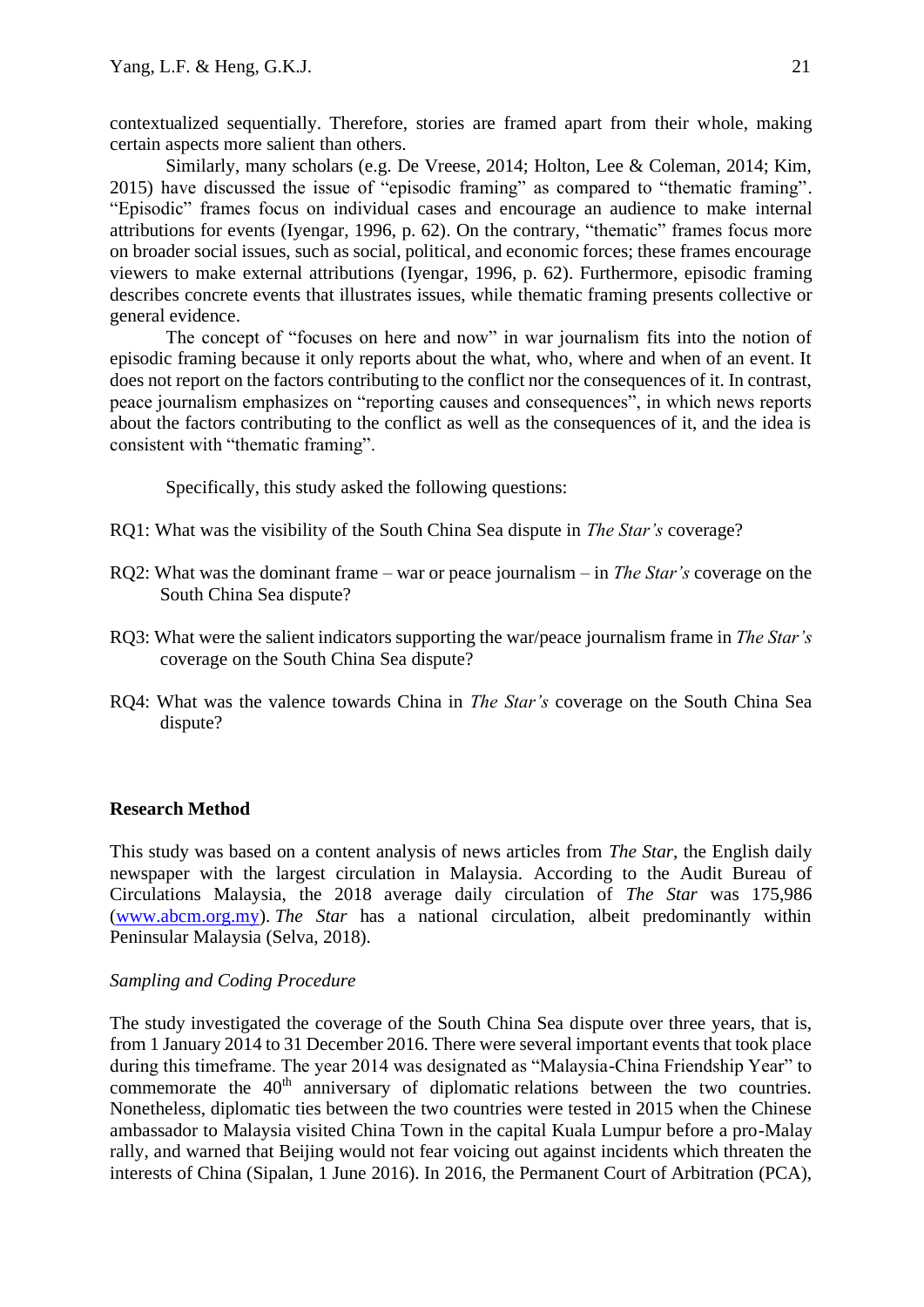contextualized sequentially. Therefore, stories are framed apart from their whole, making certain aspects more salient than others.

Similarly, many scholars (e.g. De Vreese, 2014; Holton, Lee & Coleman, 2014; Kim, 2015) have discussed the issue of "episodic framing" as compared to "thematic framing". "Episodic" frames focus on individual cases and encourage an audience to make internal attributions for events (Iyengar, 1996, p. 62). On the contrary, "thematic" frames focus more on broader social issues, such as social, political, and economic forces; these frames encourage viewers to make external attributions (Iyengar, 1996, p. 62). Furthermore, episodic framing describes concrete events that illustrates issues, while thematic framing presents collective or general evidence.

The concept of "focuses on here and now" in war journalism fits into the notion of episodic framing because it only reports about the what, who, where and when of an event. It does not report on the factors contributing to the conflict nor the consequences of it. In contrast, peace journalism emphasizes on "reporting causes and consequences", in which news reports about the factors contributing to the conflict as well as the consequences of it, and the idea is consistent with "thematic framing".

Specifically, this study asked the following questions:

RQ1: What was the visibility of the South China Sea dispute in *The Star's* coverage?

RQ2: What was the dominant frame – war or peace journalism – in *The Star's* coverage on the South China Sea dispute?

RQ3: What were the salient indicators supporting the war/peace journalism frame in *The Star's* coverage on the South China Sea dispute?

RQ4: What was the valence towards China in *The Star's* coverage on the South China Sea dispute?

## Research Method

This study was based on a content analysis of news articles from *The Star*, the English daily newspaper with the largest circulation in Malaysia. According to the Audit Bureau of Circulations Malaysia, the 2018 average daily circulation of *The Star* was 175,986 (www.abcm.org.my). *The Star* has a national circulation, albeit predominantly within Peninsular Malaysia (Selva, 2018).

### *Sampling and Coding Procedure*

The study investigated the coverage of the South China Sea dispute over three years, that is, from 1 January 2014 to 31 December 2016. There were several important events that took place during this timeframe. The year 2014 was designated as "Malaysia-China Friendship Year" to commemorate the 40th anniversary of diplomatic relations between the two countries. Nonetheless, diplomatic ties between the two countries were tested in 2015 when the Chinese ambassador to Malaysia visited China Town in the capital Kuala Lumpur before a pro-Malay rally, and warned that Beijing would not fear voicing out against incidents which threaten the interests of China (Sipalan, 1 June 2016). In 2016, the Permanent Court of Arbitration (PCA),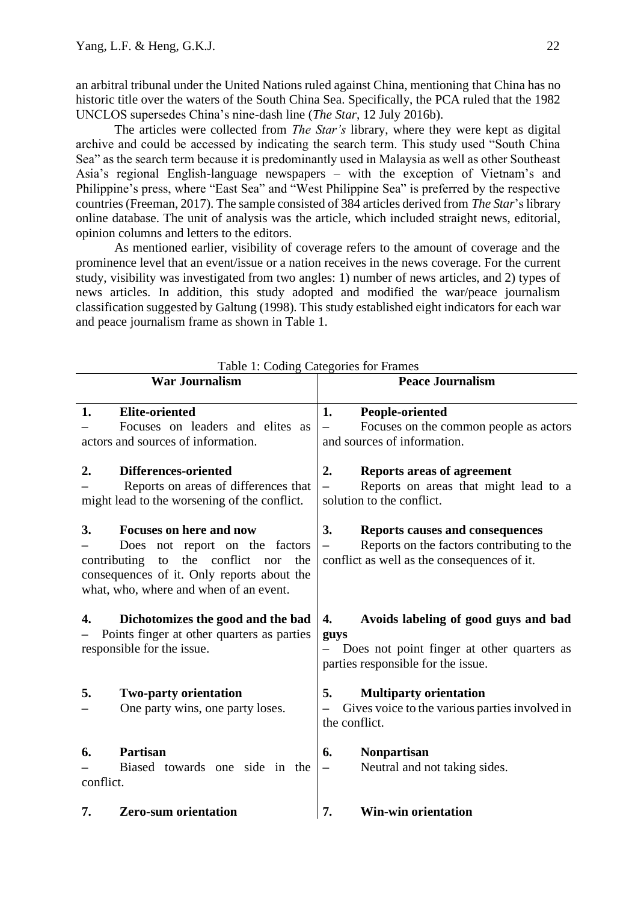an arbitral tribunal under the United Nations ruled against China, mentioning that China has no historic title over the waters of the South China Sea. Specifically, the PCA ruled that the 1982 UNCLOS supersedes China's nine-dash line (*The Star*, 12 July 2016b).

The articles were collected from *The Star's* library, where they were kept as digital archive and could be accessed by indicating the search term. This study used "South China Sea" as the search term because it is predominantly used in Malaysia as well as other Southeast Asia's regional English-language newspapers – with the exception of Vietnam's and Philippine's press, where "East Sea" and "West Philippine Sea" is preferred by the respective countries (Freeman, 2017). The sample consisted of 384 articles derived from *The Star*'s library online database. The unit of analysis was the article, which included straight news, editorial, opinion columns and letters to the editors.

As mentioned earlier, visibility of coverage refers to the amount of coverage and the prominence level that an event/issue or a nation receives in the news coverage. For the current study, visibility was investigated from two angles: 1) number of news articles, and 2) types of news articles. In addition, this study adopted and modified the war/peace journalism classification suggested by Galtung (1998). This study established eight indicators for each war and peace journalism frame as shown in Table 1.

Table 1: Coding Categories for Frames

| War Journalism | Peace Journalism |
|---|---|
| **1. Elite-oriented** – Focuses on leaders and elites as actors and sources of information. | **1. People-oriented** – Focuses on the common people as actors and sources of information. |
| **2. Differences-oriented** – Reports on areas of differences that might lead to the worsening of the conflict. | **2. Reports areas of agreement** – Reports on areas that might lead to a solution to the conflict. |
| **3. Focuses on here and now** – Does not report on the factors contributing to the conflict nor the consequences of it. Only reports about the what, who, where and when of an event. | **3. Reports causes and consequences** – Reports on the factors contributing to the conflict as well as the consequences of it. |
| **4. Dichotomizes the good and the bad** – Points finger at other quarters as parties responsible for the issue. | **4. Avoids labeling of good guys and bad guys** – Does not point finger at other quarters as parties responsible for the issue. |
| **5. Two-party orientation** – One party wins, one party loses. | **5. Multiparty orientation** – Gives voice to the various parties involved in the conflict. |
| **6. Partisan** – Biased towards one side in the conflict. | **6. Nonpartisan** – Neutral and not taking sides. |
| **7. Zero-sum orientation** | **7. Win-win orientation** |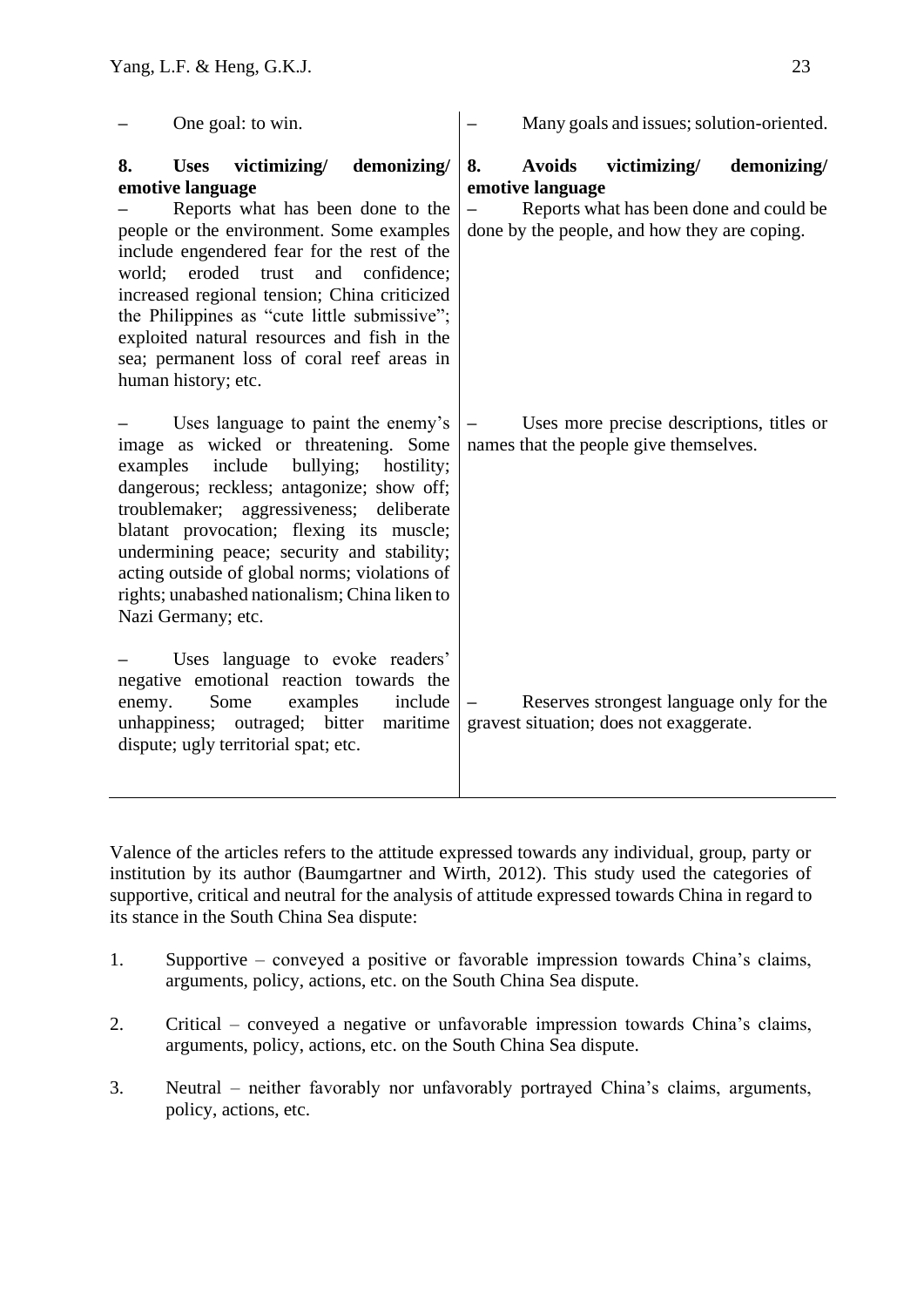| | |
|---|---|
| – One goal: to win. | – Many goals and issues; solution-oriented. |
| **8. Uses victimizing/ demonizing/ emotive language**<br>– Reports what has been done to the people or the environment. Some examples include engendered fear for the rest of the world; eroded trust and confidence; increased regional tension; China criticized the Philippines as "cute little submissive"; exploited natural resources and fish in the sea; permanent loss of coral reef areas in human history; etc. | **8. Avoids victimizing/ demonizing/ emotive language**<br>– Reports what has been done and could be done by the people, and how they are coping. |
| – Uses language to paint the enemy's image as wicked or threatening. Some examples include bullying; hostility; dangerous; reckless; antagonize; show off; troublemaker; aggressiveness; deliberate blatant provocation; flexing its muscle; undermining peace; security and stability; acting outside of global norms; violations of rights; unabashed nationalism; China liken to Nazi Germany; etc. | – Uses more precise descriptions, titles or names that the people give themselves. |
| – Uses language to evoke readers' negative emotional reaction towards the enemy. Some examples include unhappiness; outraged; bitter maritime dispute; ugly territorial spat; etc. | – Reserves strongest language only for the gravest situation; does not exaggerate. |

Valence of the articles refers to the attitude expressed towards any individual, group, party or institution by its author (Baumgartner and Wirth, 2012). This study used the categories of supportive, critical and neutral for the analysis of attitude expressed towards China in regard to its stance in the South China Sea dispute:

1. Supportive – conveyed a positive or favorable impression towards China's claims, arguments, policy, actions, etc. on the South China Sea dispute.

2. Critical – conveyed a negative or unfavorable impression towards China's claims, arguments, policy, actions, etc. on the South China Sea dispute.

3. Neutral – neither favorably nor unfavorably portrayed China's claims, arguments, policy, actions, etc.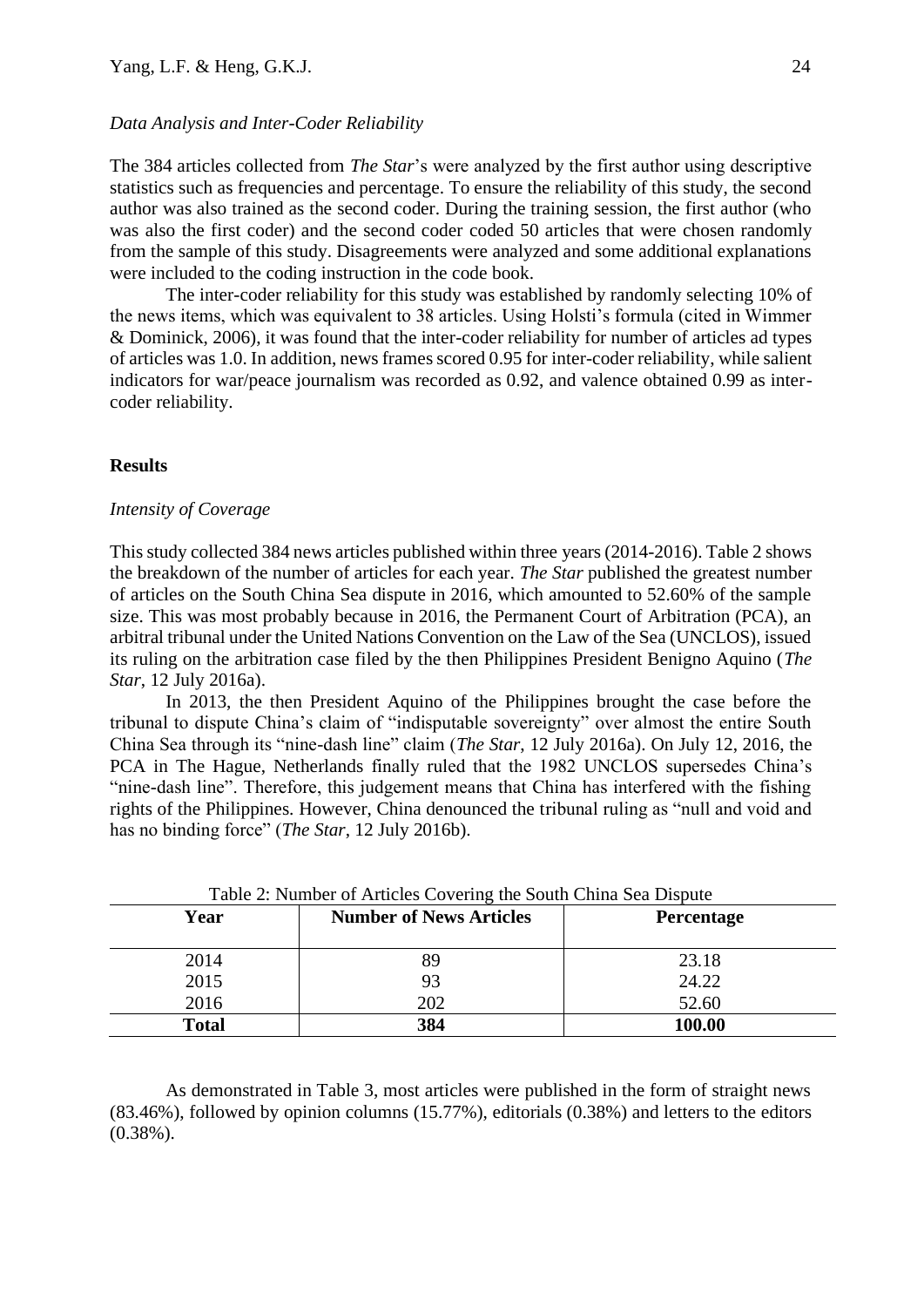*Data Analysis and Inter-Coder Reliability*

The 384 articles collected from *The Star*'s were analyzed by the first author using descriptive statistics such as frequencies and percentage. To ensure the reliability of this study, the second author was also trained as the second coder. During the training session, the first author (who was also the first coder) and the second coder coded 50 articles that were chosen randomly from the sample of this study. Disagreements were analyzed and some additional explanations were included to the coding instruction in the code book.

The inter-coder reliability for this study was established by randomly selecting 10% of the news items, which was equivalent to 38 articles. Using Holsti's formula (cited in Wimmer & Dominick, 2006), it was found that the inter-coder reliability for number of articles ad types of articles was 1.0. In addition, news frames scored 0.95 for inter-coder reliability, while salient indicators for war/peace journalism was recorded as 0.92, and valence obtained 0.99 as inter-coder reliability.

## Results

*Intensity of Coverage*

This study collected 384 news articles published within three years (2014-2016). Table 2 shows the breakdown of the number of articles for each year. *The Star* published the greatest number of articles on the South China Sea dispute in 2016, which amounted to 52.60% of the sample size. This was most probably because in 2016, the Permanent Court of Arbitration (PCA), an arbitral tribunal under the United Nations Convention on the Law of the Sea (UNCLOS), issued its ruling on the arbitration case filed by the then Philippines President Benigno Aquino (*The Star*, 12 July 2016a).

In 2013, the then President Aquino of the Philippines brought the case before the tribunal to dispute China's claim of "indisputable sovereignty" over almost the entire South China Sea through its "nine-dash line" claim (*The Star*, 12 July 2016a). On July 12, 2016, the PCA in The Hague, Netherlands finally ruled that the 1982 UNCLOS supersedes China's "nine-dash line". Therefore, this judgement means that China has interfered with the fishing rights of the Philippines. However, China denounced the tribunal ruling as "null and void and has no binding force" (*The Star*, 12 July 2016b).

Table 2: Number of Articles Covering the South China Sea Dispute

| Year | Number of News Articles | Percentage |
|---|---|---|
| 2014 | 89 | 23.18 |
| 2015 | 93 | 24.22 |
| 2016 | 202 | 52.60 |
| **Total** | **384** | **100.00** |

As demonstrated in Table 3, most articles were published in the form of straight news (83.46%), followed by opinion columns (15.77%), editorials (0.38%) and letters to the editors (0.38%).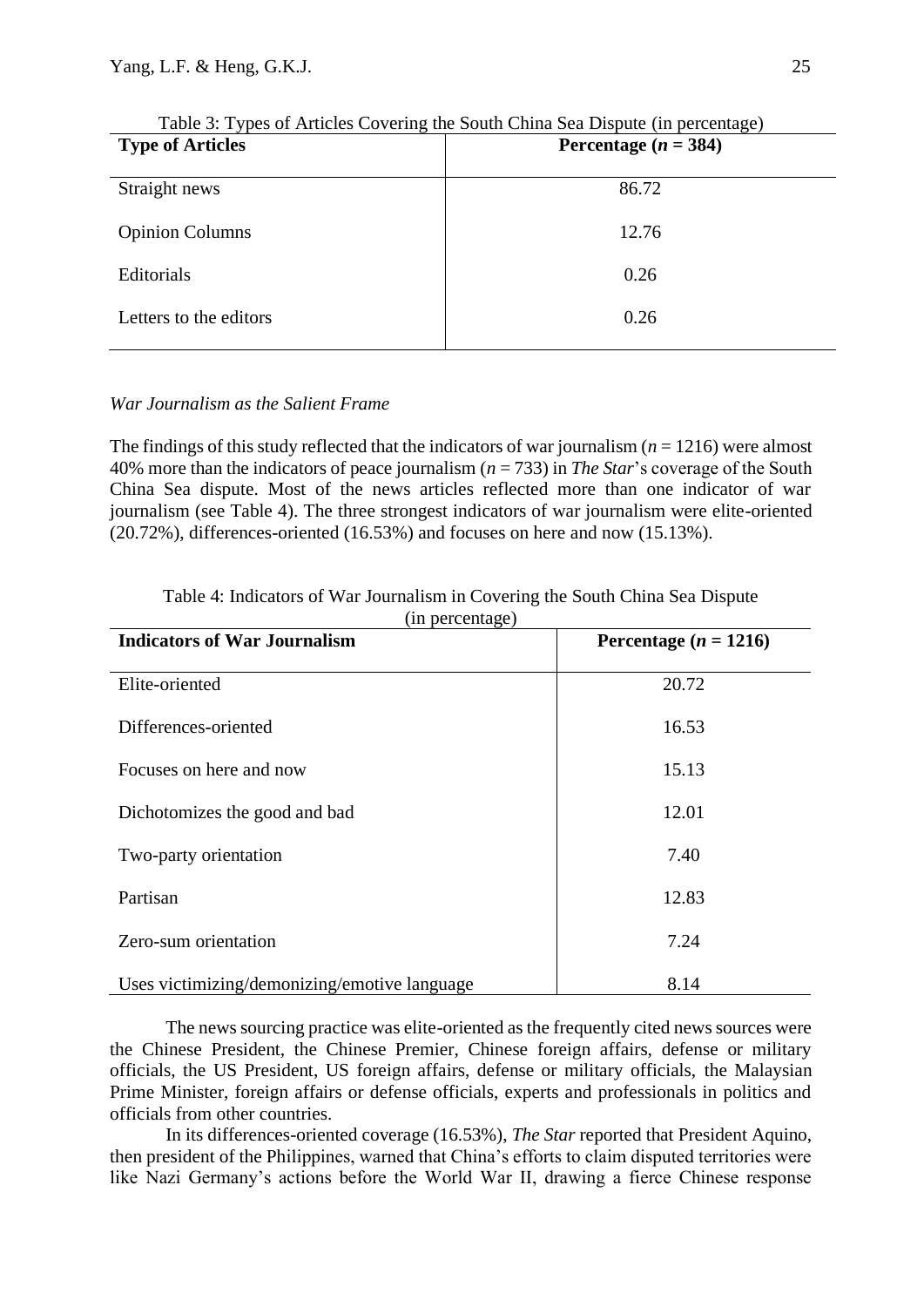Table 3: Types of Articles Covering the South China Sea Dispute (in percentage)

| Type of Articles | Percentage ($n$ = 384) |
| --- | --- |
| Straight news | 86.72 |
| Opinion Columns | 12.76 |
| Editorials | 0.26 |
| Letters to the editors | 0.26 |

*War Journalism as the Salient Frame*

The findings of this study reflected that the indicators of war journalism ($n$ = 1216) were almost 40% more than the indicators of peace journalism ($n$ = 733) in *The Star*'s coverage of the South China Sea dispute. Most of the news articles reflected more than one indicator of war journalism (see Table 4). The three strongest indicators of war journalism were elite-oriented (20.72%), differences-oriented (16.53%) and focuses on here and now (15.13%).

Table 4: Indicators of War Journalism in Covering the South China Sea Dispute (in percentage)

| Indicators of War Journalism | Percentage ($n$ = 1216) |
| --- | --- |
| Elite-oriented | 20.72 |
| Differences-oriented | 16.53 |
| Focuses on here and now | 15.13 |
| Dichotomizes the good and bad | 12.01 |
| Two-party orientation | 7.40 |
| Partisan | 12.83 |
| Zero-sum orientation | 7.24 |
| Uses victimizing/demonizing/emotive language | 8.14 |

The news sourcing practice was elite-oriented as the frequently cited news sources were the Chinese President, the Chinese Premier, Chinese foreign affairs, defense or military officials, the US President, US foreign affairs, defense or military officials, the Malaysian Prime Minister, foreign affairs or defense officials, experts and professionals in politics and officials from other countries.

In its differences-oriented coverage (16.53%), *The Star* reported that President Aquino, then president of the Philippines, warned that China's efforts to claim disputed territories were like Nazi Germany's actions before the World War II, drawing a fierce Chinese response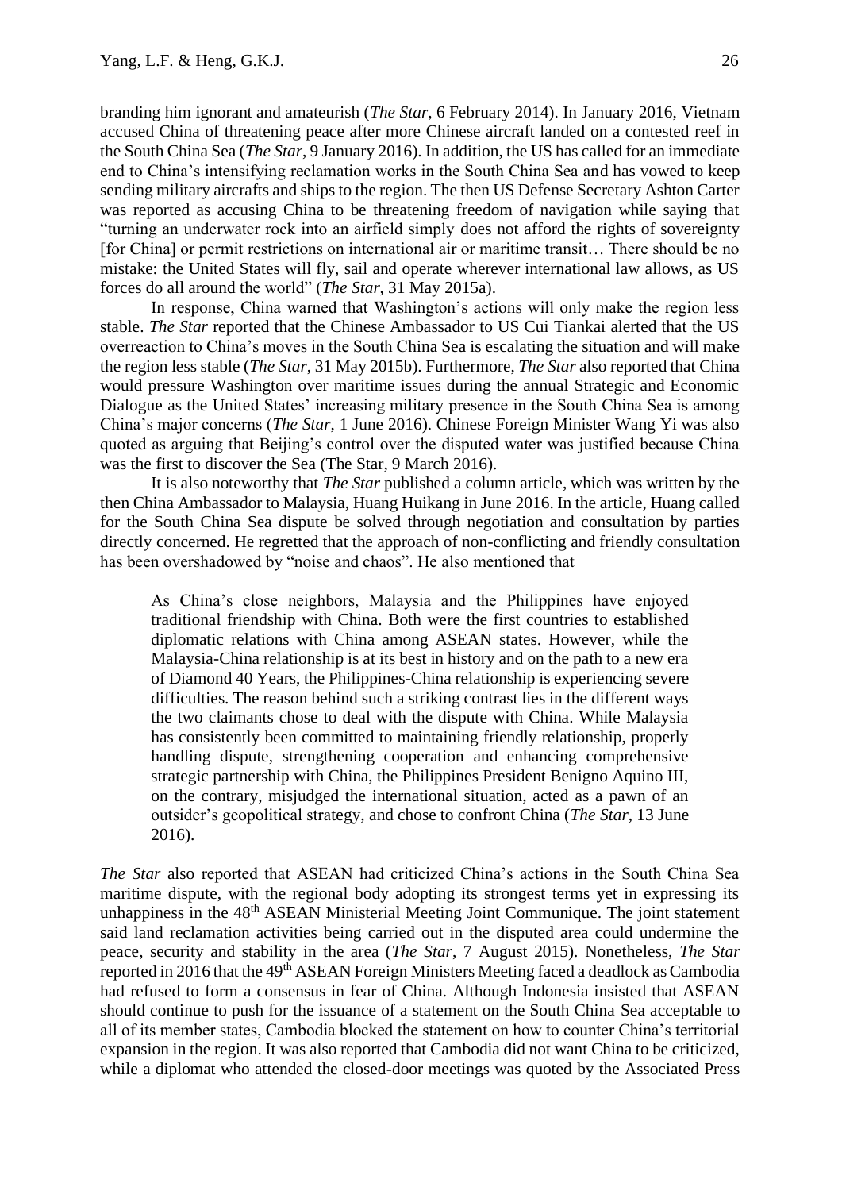branding him ignorant and amateurish (*The Star*, 6 February 2014). In January 2016, Vietnam accused China of threatening peace after more Chinese aircraft landed on a contested reef in the South China Sea (*The Star*, 9 January 2016). In addition, the US has called for an immediate end to China's intensifying reclamation works in the South China Sea and has vowed to keep sending military aircrafts and ships to the region. The then US Defense Secretary Ashton Carter was reported as accusing China to be threatening freedom of navigation while saying that "turning an underwater rock into an airfield simply does not afford the rights of sovereignty [for China] or permit restrictions on international air or maritime transit… There should be no mistake: the United States will fly, sail and operate wherever international law allows, as US forces do all around the world" (*The Star*, 31 May 2015a).

In response, China warned that Washington's actions will only make the region less stable. *The Star* reported that the Chinese Ambassador to US Cui Tiankai alerted that the US overreaction to China's moves in the South China Sea is escalating the situation and will make the region less stable (*The Star*, 31 May 2015b). Furthermore, *The Star* also reported that China would pressure Washington over maritime issues during the annual Strategic and Economic Dialogue as the United States' increasing military presence in the South China Sea is among China's major concerns (*The Star*, 1 June 2016). Chinese Foreign Minister Wang Yi was also quoted as arguing that Beijing's control over the disputed water was justified because China was the first to discover the Sea (The Star, 9 March 2016).

It is also noteworthy that *The Star* published a column article, which was written by the then China Ambassador to Malaysia, Huang Huikang in June 2016. In the article, Huang called for the South China Sea dispute be solved through negotiation and consultation by parties directly concerned. He regretted that the approach of non-conflicting and friendly consultation has been overshadowed by "noise and chaos". He also mentioned that

> As China's close neighbors, Malaysia and the Philippines have enjoyed traditional friendship with China. Both were the first countries to established diplomatic relations with China among ASEAN states. However, while the Malaysia-China relationship is at its best in history and on the path to a new era of Diamond 40 Years, the Philippines-China relationship is experiencing severe difficulties. The reason behind such a striking contrast lies in the different ways the two claimants chose to deal with the dispute with China. While Malaysia has consistently been committed to maintaining friendly relationship, properly handling dispute, strengthening cooperation and enhancing comprehensive strategic partnership with China, the Philippines President Benigno Aquino III, on the contrary, misjudged the international situation, acted as a pawn of an outsider's geopolitical strategy, and chose to confront China (*The Star*, 13 June 2016).

*The Star* also reported that ASEAN had criticized China's actions in the South China Sea maritime dispute, with the regional body adopting its strongest terms yet in expressing its unhappiness in the 48th ASEAN Ministerial Meeting Joint Communique. The joint statement said land reclamation activities being carried out in the disputed area could undermine the peace, security and stability in the area (*The Star*, 7 August 2015). Nonetheless, *The Star* reported in 2016 that the 49th ASEAN Foreign Ministers Meeting faced a deadlock as Cambodia had refused to form a consensus in fear of China. Although Indonesia insisted that ASEAN should continue to push for the issuance of a statement on the South China Sea acceptable to all of its member states, Cambodia blocked the statement on how to counter China's territorial expansion in the region. It was also reported that Cambodia did not want China to be criticized, while a diplomat who attended the closed-door meetings was quoted by the Associated Press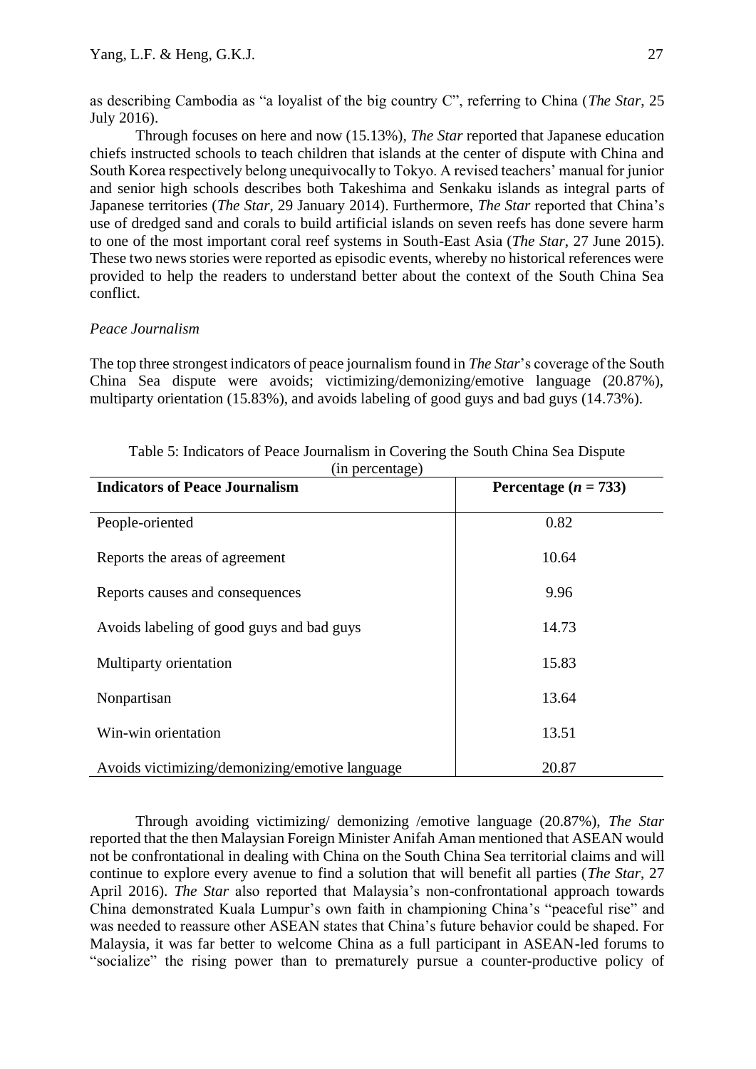as describing Cambodia as "a loyalist of the big country C", referring to China (*The Star*, 25 July 2016).

Through focuses on here and now (15.13%), *The Star* reported that Japanese education chiefs instructed schools to teach children that islands at the center of dispute with China and South Korea respectively belong unequivocally to Tokyo. A revised teachers' manual for junior and senior high schools describes both Takeshima and Senkaku islands as integral parts of Japanese territories (*The Star*, 29 January 2014). Furthermore, *The Star* reported that China's use of dredged sand and corals to build artificial islands on seven reefs has done severe harm to one of the most important coral reef systems in South-East Asia (*The Star*, 27 June 2015). These two news stories were reported as episodic events, whereby no historical references were provided to help the readers to understand better about the context of the South China Sea conflict.

### *Peace Journalism*

The top three strongest indicators of peace journalism found in *The Star*'s coverage of the South China Sea dispute were avoids; victimizing/demonizing/emotive language (20.87%), multiparty orientation (15.83%), and avoids labeling of good guys and bad guys (14.73%).

Table 5: Indicators of Peace Journalism in Covering the South China Sea Dispute (in percentage)

| **Indicators of Peace Journalism** | **Percentage ($n$ = 733)** |
| --- | --- |
| People-oriented | 0.82 |
| Reports the areas of agreement | 10.64 |
| Reports causes and consequences | 9.96 |
| Avoids labeling of good guys and bad guys | 14.73 |
| Multiparty orientation | 15.83 |
| Nonpartisan | 13.64 |
| Win-win orientation | 13.51 |
| Avoids victimizing/demonizing/emotive language | 20.87 |

Through avoiding victimizing/ demonizing /emotive language (20.87%), *The Star* reported that the then Malaysian Foreign Minister Anifah Aman mentioned that ASEAN would not be confrontational in dealing with China on the South China Sea territorial claims and will continue to explore every avenue to find a solution that will benefit all parties (*The Star*, 27 April 2016). *The Star* also reported that Malaysia's non-confrontational approach towards China demonstrated Kuala Lumpur's own faith in championing China's "peaceful rise" and was needed to reassure other ASEAN states that China's future behavior could be shaped. For Malaysia, it was far better to welcome China as a full participant in ASEAN-led forums to "socialize" the rising power than to prematurely pursue a counter-productive policy of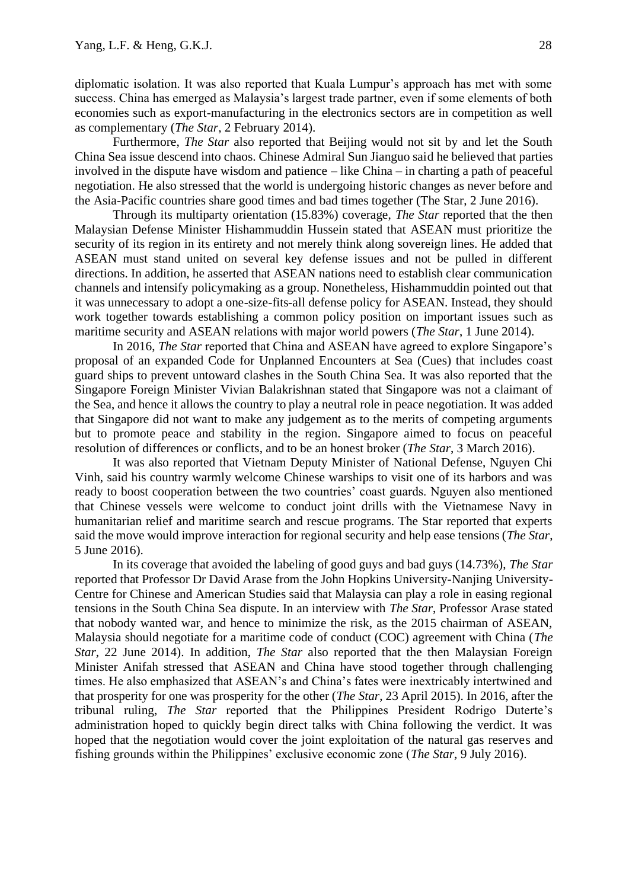diplomatic isolation. It was also reported that Kuala Lumpur's approach has met with some success. China has emerged as Malaysia's largest trade partner, even if some elements of both economies such as export-manufacturing in the electronics sectors are in competition as well as complementary (*The Star*, 2 February 2014).

Furthermore, *The Star* also reported that Beijing would not sit by and let the South China Sea issue descend into chaos. Chinese Admiral Sun Jianguo said he believed that parties involved in the dispute have wisdom and patience – like China – in charting a path of peaceful negotiation. He also stressed that the world is undergoing historic changes as never before and the Asia-Pacific countries share good times and bad times together (The Star, 2 June 2016).

Through its multiparty orientation (15.83%) coverage, *The Star* reported that the then Malaysian Defense Minister Hishammuddin Hussein stated that ASEAN must prioritize the security of its region in its entirety and not merely think along sovereign lines. He added that ASEAN must stand united on several key defense issues and not be pulled in different directions. In addition, he asserted that ASEAN nations need to establish clear communication channels and intensify policymaking as a group. Nonetheless, Hishammuddin pointed out that it was unnecessary to adopt a one-size-fits-all defense policy for ASEAN. Instead, they should work together towards establishing a common policy position on important issues such as maritime security and ASEAN relations with major world powers (*The Star*, 1 June 2014).

In 2016, *The Star* reported that China and ASEAN have agreed to explore Singapore's proposal of an expanded Code for Unplanned Encounters at Sea (Cues) that includes coast guard ships to prevent untoward clashes in the South China Sea. It was also reported that the Singapore Foreign Minister Vivian Balakrishnan stated that Singapore was not a claimant of the Sea, and hence it allows the country to play a neutral role in peace negotiation. It was added that Singapore did not want to make any judgement as to the merits of competing arguments but to promote peace and stability in the region. Singapore aimed to focus on peaceful resolution of differences or conflicts, and to be an honest broker (*The Star*, 3 March 2016).

It was also reported that Vietnam Deputy Minister of National Defense, Nguyen Chi Vinh, said his country warmly welcome Chinese warships to visit one of its harbors and was ready to boost cooperation between the two countries' coast guards. Nguyen also mentioned that Chinese vessels were welcome to conduct joint drills with the Vietnamese Navy in humanitarian relief and maritime search and rescue programs. The Star reported that experts said the move would improve interaction for regional security and help ease tensions (*The Star*, 5 June 2016).

In its coverage that avoided the labeling of good guys and bad guys (14.73%), *The Star* reported that Professor Dr David Arase from the John Hopkins University-Nanjing University-Centre for Chinese and American Studies said that Malaysia can play a role in easing regional tensions in the South China Sea dispute. In an interview with *The Star*, Professor Arase stated that nobody wanted war, and hence to minimize the risk, as the 2015 chairman of ASEAN, Malaysia should negotiate for a maritime code of conduct (COC) agreement with China (*The Star*, 22 June 2014). In addition, *The Star* also reported that the then Malaysian Foreign Minister Anifah stressed that ASEAN and China have stood together through challenging times. He also emphasized that ASEAN's and China's fates were inextricably intertwined and that prosperity for one was prosperity for the other (*The Star*, 23 April 2015). In 2016, after the tribunal ruling, *The Star* reported that the Philippines President Rodrigo Duterte's administration hoped to quickly begin direct talks with China following the verdict. It was hoped that the negotiation would cover the joint exploitation of the natural gas reserves and fishing grounds within the Philippines' exclusive economic zone (*The Star*, 9 July 2016).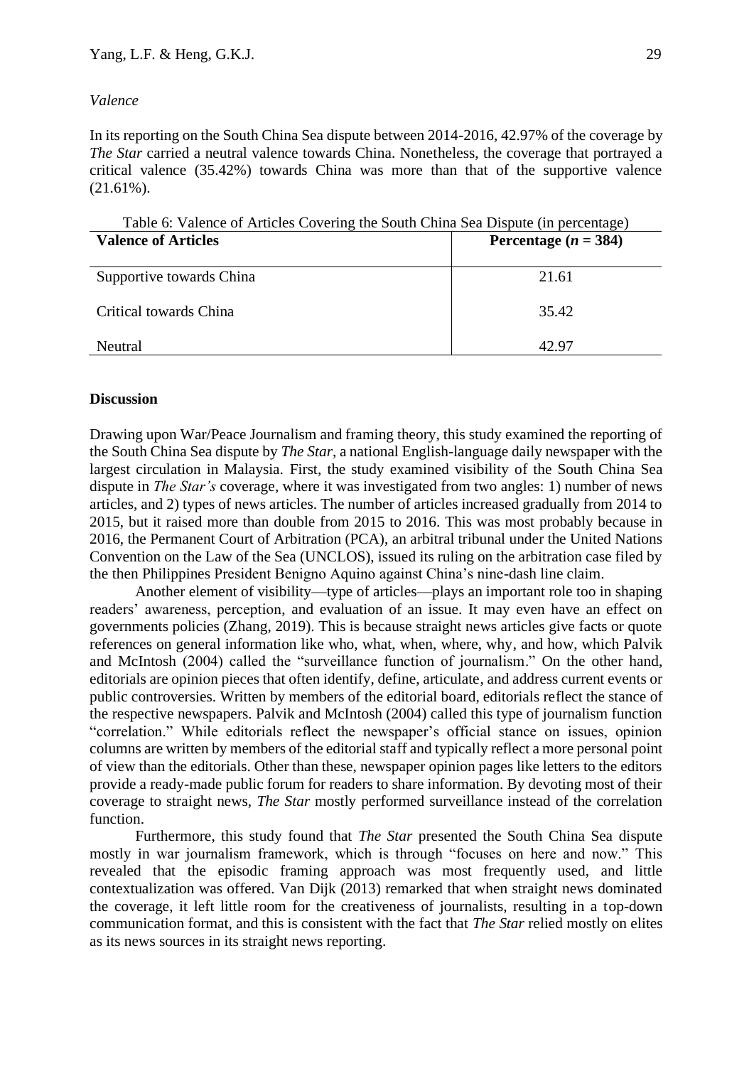*Valence*

In its reporting on the South China Sea dispute between 2014-2016, 42.97% of the coverage by *The Star* carried a neutral valence towards China. Nonetheless, the coverage that portrayed a critical valence (35.42%) towards China was more than that of the supportive valence (21.61%).

Table 6: Valence of Articles Covering the South China Sea Dispute (in percentage)

| **Valence of Articles** | **Percentage ($n$ = 384)** |
|---|---|
| Supportive towards China | 21.61 |
| Critical towards China | 35.42 |
| Neutral | 42.97 |

**Discussion**

Drawing upon War/Peace Journalism and framing theory, this study examined the reporting of the South China Sea dispute by *The Star*, a national English-language daily newspaper with the largest circulation in Malaysia. First, the study examined visibility of the South China Sea dispute in *The Star's* coverage, where it was investigated from two angles: 1) number of news articles, and 2) types of news articles. The number of articles increased gradually from 2014 to 2015, but it raised more than double from 2015 to 2016. This was most probably because in 2016, the Permanent Court of Arbitration (PCA), an arbitral tribunal under the United Nations Convention on the Law of the Sea (UNCLOS), issued its ruling on the arbitration case filed by the then Philippines President Benigno Aquino against China's nine-dash line claim.

Another element of visibility—type of articles—plays an important role too in shaping readers' awareness, perception, and evaluation of an issue. It may even have an effect on governments policies (Zhang, 2019). This is because straight news articles give facts or quote references on general information like who, what, when, where, why, and how, which Palvik and McIntosh (2004) called the "surveillance function of journalism." On the other hand, editorials are opinion pieces that often identify, define, articulate, and address current events or public controversies. Written by members of the editorial board, editorials reflect the stance of the respective newspapers. Palvik and McIntosh (2004) called this type of journalism function "correlation." While editorials reflect the newspaper's official stance on issues, opinion columns are written by members of the editorial staff and typically reflect a more personal point of view than the editorials. Other than these, newspaper opinion pages like letters to the editors provide a ready-made public forum for readers to share information. By devoting most of their coverage to straight news, *The Star* mostly performed surveillance instead of the correlation function.

Furthermore, this study found that *The Star* presented the South China Sea dispute mostly in war journalism framework, which is through "focuses on here and now." This revealed that the episodic framing approach was most frequently used, and little contextualization was offered. Van Dijk (2013) remarked that when straight news dominated the coverage, it left little room for the creativeness of journalists, resulting in a top-down communication format, and this is consistent with the fact that *The Star* relied mostly on elites as its news sources in its straight news reporting.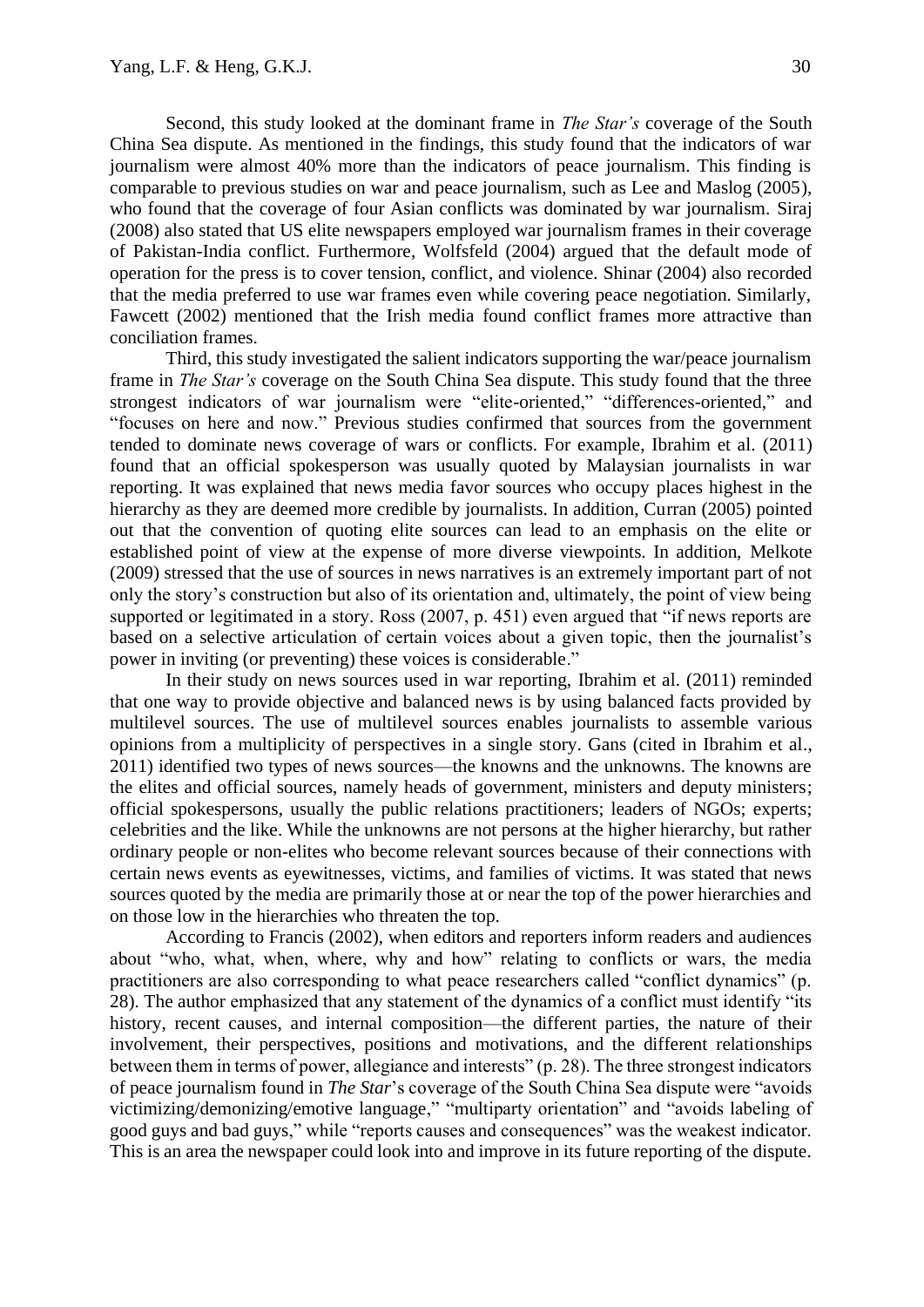Second, this study looked at the dominant frame in *The Star's* coverage of the South China Sea dispute. As mentioned in the findings, this study found that the indicators of war journalism were almost 40% more than the indicators of peace journalism. This finding is comparable to previous studies on war and peace journalism, such as Lee and Maslog (2005), who found that the coverage of four Asian conflicts was dominated by war journalism. Siraj (2008) also stated that US elite newspapers employed war journalism frames in their coverage of Pakistan-India conflict. Furthermore, Wolfsfeld (2004) argued that the default mode of operation for the press is to cover tension, conflict, and violence. Shinar (2004) also recorded that the media preferred to use war frames even while covering peace negotiation. Similarly, Fawcett (2002) mentioned that the Irish media found conflict frames more attractive than conciliation frames.

Third, this study investigated the salient indicators supporting the war/peace journalism frame in *The Star's* coverage on the South China Sea dispute. This study found that the three strongest indicators of war journalism were "elite-oriented," "differences-oriented," and "focuses on here and now." Previous studies confirmed that sources from the government tended to dominate news coverage of wars or conflicts. For example, Ibrahim et al. (2011) found that an official spokesperson was usually quoted by Malaysian journalists in war reporting. It was explained that news media favor sources who occupy places highest in the hierarchy as they are deemed more credible by journalists. In addition, Curran (2005) pointed out that the convention of quoting elite sources can lead to an emphasis on the elite or established point of view at the expense of more diverse viewpoints. In addition, Melkote (2009) stressed that the use of sources in news narratives is an extremely important part of not only the story's construction but also of its orientation and, ultimately, the point of view being supported or legitimated in a story. Ross (2007, p. 451) even argued that "if news reports are based on a selective articulation of certain voices about a given topic, then the journalist's power in inviting (or preventing) these voices is considerable."

In their study on news sources used in war reporting, Ibrahim et al. (2011) reminded that one way to provide objective and balanced news is by using balanced facts provided by multilevel sources. The use of multilevel sources enables journalists to assemble various opinions from a multiplicity of perspectives in a single story. Gans (cited in Ibrahim et al., 2011) identified two types of news sources—the knowns and the unknowns. The knowns are the elites and official sources, namely heads of government, ministers and deputy ministers; official spokespersons, usually the public relations practitioners; leaders of NGOs; experts; celebrities and the like. While the unknowns are not persons at the higher hierarchy, but rather ordinary people or non-elites who become relevant sources because of their connections with certain news events as eyewitnesses, victims, and families of victims. It was stated that news sources quoted by the media are primarily those at or near the top of the power hierarchies and on those low in the hierarchies who threaten the top.

According to Francis (2002), when editors and reporters inform readers and audiences about "who, what, when, where, why and how" relating to conflicts or wars, the media practitioners are also corresponding to what peace researchers called "conflict dynamics" (p. 28). The author emphasized that any statement of the dynamics of a conflict must identify "its history, recent causes, and internal composition—the different parties, the nature of their involvement, their perspectives, positions and motivations, and the different relationships between them in terms of power, allegiance and interests" (p. 28). The three strongest indicators of peace journalism found in *The Star*'s coverage of the South China Sea dispute were "avoids victimizing/demonizing/emotive language," "multiparty orientation" and "avoids labeling of good guys and bad guys," while "reports causes and consequences" was the weakest indicator. This is an area the newspaper could look into and improve in its future reporting of the dispute.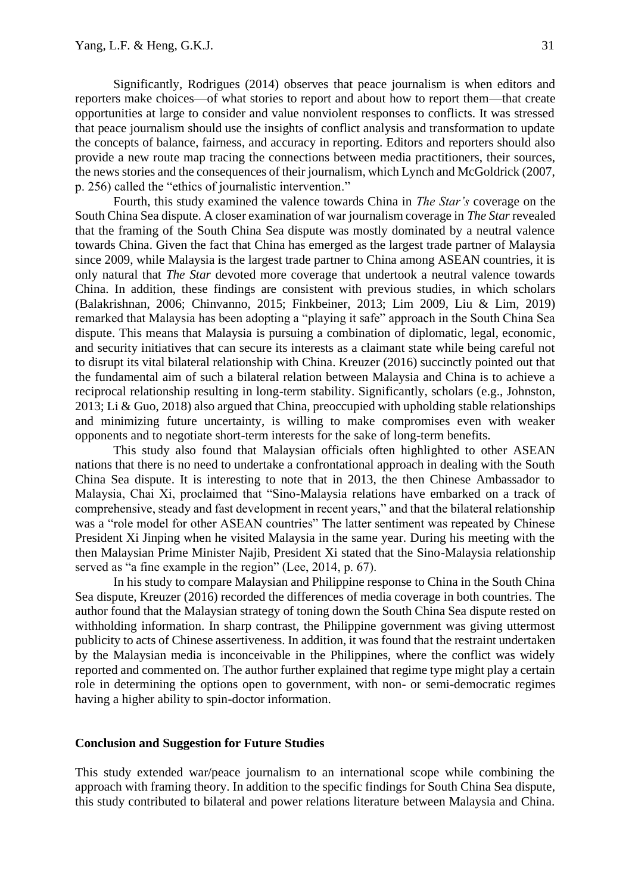Significantly, Rodrigues (2014) observes that peace journalism is when editors and reporters make choices—of what stories to report and about how to report them—that create opportunities at large to consider and value nonviolent responses to conflicts. It was stressed that peace journalism should use the insights of conflict analysis and transformation to update the concepts of balance, fairness, and accuracy in reporting. Editors and reporters should also provide a new route map tracing the connections between media practitioners, their sources, the news stories and the consequences of their journalism, which Lynch and McGoldrick (2007, p. 256) called the "ethics of journalistic intervention."

Fourth, this study examined the valence towards China in *The Star's* coverage on the South China Sea dispute. A closer examination of war journalism coverage in *The Star* revealed that the framing of the South China Sea dispute was mostly dominated by a neutral valence towards China. Given the fact that China has emerged as the largest trade partner of Malaysia since 2009, while Malaysia is the largest trade partner to China among ASEAN countries, it is only natural that *The Star* devoted more coverage that undertook a neutral valence towards China. In addition, these findings are consistent with previous studies, in which scholars (Balakrishnan, 2006; Chinvanno, 2015; Finkbeiner, 2013; Lim 2009, Liu & Lim, 2019) remarked that Malaysia has been adopting a "playing it safe" approach in the South China Sea dispute. This means that Malaysia is pursuing a combination of diplomatic, legal, economic, and security initiatives that can secure its interests as a claimant state while being careful not to disrupt its vital bilateral relationship with China. Kreuzer (2016) succinctly pointed out that the fundamental aim of such a bilateral relation between Malaysia and China is to achieve a reciprocal relationship resulting in long-term stability. Significantly, scholars (e.g., Johnston, 2013; Li & Guo, 2018) also argued that China, preoccupied with upholding stable relationships and minimizing future uncertainty, is willing to make compromises even with weaker opponents and to negotiate short-term interests for the sake of long-term benefits.

This study also found that Malaysian officials often highlighted to other ASEAN nations that there is no need to undertake a confrontational approach in dealing with the South China Sea dispute. It is interesting to note that in 2013, the then Chinese Ambassador to Malaysia, Chai Xi, proclaimed that "Sino-Malaysia relations have embarked on a track of comprehensive, steady and fast development in recent years," and that the bilateral relationship was a "role model for other ASEAN countries" The latter sentiment was repeated by Chinese President Xi Jinping when he visited Malaysia in the same year. During his meeting with the then Malaysian Prime Minister Najib, President Xi stated that the Sino-Malaysia relationship served as "a fine example in the region" (Lee, 2014, p. 67).

In his study to compare Malaysian and Philippine response to China in the South China Sea dispute, Kreuzer (2016) recorded the differences of media coverage in both countries. The author found that the Malaysian strategy of toning down the South China Sea dispute rested on withholding information. In sharp contrast, the Philippine government was giving uttermost publicity to acts of Chinese assertiveness. In addition, it was found that the restraint undertaken by the Malaysian media is inconceivable in the Philippines, where the conflict was widely reported and commented on. The author further explained that regime type might play a certain role in determining the options open to government, with non- or semi-democratic regimes having a higher ability to spin-doctor information.

## Conclusion and Suggestion for Future Studies

This study extended war/peace journalism to an international scope while combining the approach with framing theory. In addition to the specific findings for South China Sea dispute, this study contributed to bilateral and power relations literature between Malaysia and China.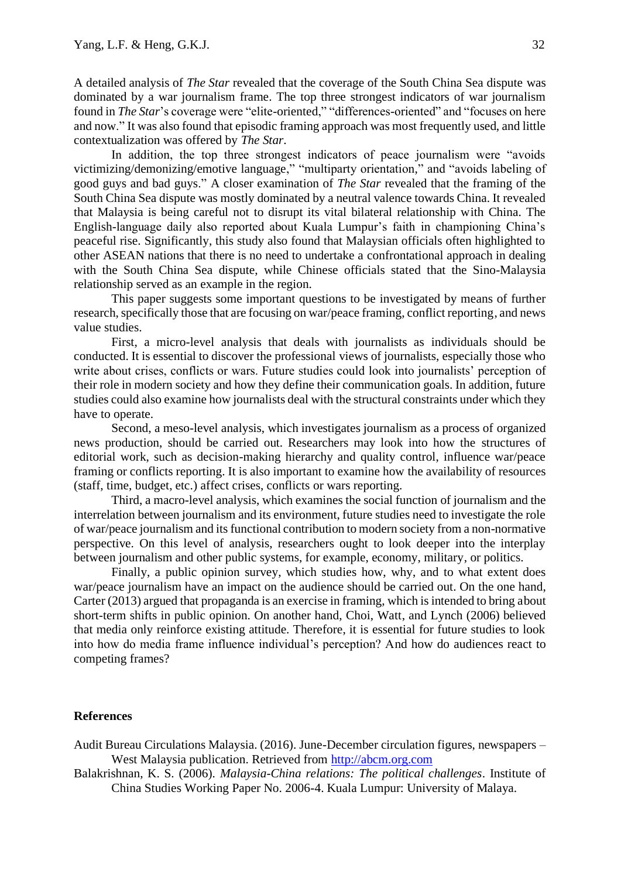A detailed analysis of *The Star* revealed that the coverage of the South China Sea dispute was dominated by a war journalism frame. The top three strongest indicators of war journalism found in *The Star*'s coverage were "elite-oriented," "differences-oriented" and "focuses on here and now." It was also found that episodic framing approach was most frequently used, and little contextualization was offered by *The Star*.

In addition, the top three strongest indicators of peace journalism were "avoids victimizing/demonizing/emotive language," "multiparty orientation," and "avoids labeling of good guys and bad guys." A closer examination of *The Star* revealed that the framing of the South China Sea dispute was mostly dominated by a neutral valence towards China. It revealed that Malaysia is being careful not to disrupt its vital bilateral relationship with China. The English-language daily also reported about Kuala Lumpur's faith in championing China's peaceful rise. Significantly, this study also found that Malaysian officials often highlighted to other ASEAN nations that there is no need to undertake a confrontational approach in dealing with the South China Sea dispute, while Chinese officials stated that the Sino-Malaysia relationship served as an example in the region.

This paper suggests some important questions to be investigated by means of further research, specifically those that are focusing on war/peace framing, conflict reporting, and news value studies.

First, a micro-level analysis that deals with journalists as individuals should be conducted. It is essential to discover the professional views of journalists, especially those who write about crises, conflicts or wars. Future studies could look into journalists' perception of their role in modern society and how they define their communication goals. In addition, future studies could also examine how journalists deal with the structural constraints under which they have to operate.

Second, a meso-level analysis, which investigates journalism as a process of organized news production, should be carried out. Researchers may look into how the structures of editorial work, such as decision-making hierarchy and quality control, influence war/peace framing or conflicts reporting. It is also important to examine how the availability of resources (staff, time, budget, etc.) affect crises, conflicts or wars reporting.

Third, a macro-level analysis, which examines the social function of journalism and the interrelation between journalism and its environment, future studies need to investigate the role of war/peace journalism and its functional contribution to modern society from a non-normative perspective. On this level of analysis, researchers ought to look deeper into the interplay between journalism and other public systems, for example, economy, military, or politics.

Finally, a public opinion survey, which studies how, why, and to what extent does war/peace journalism have an impact on the audience should be carried out. On the one hand, Carter (2013) argued that propaganda is an exercise in framing, which is intended to bring about short-term shifts in public opinion. On another hand, Choi, Watt, and Lynch (2006) believed that media only reinforce existing attitude. Therefore, it is essential for future studies to look into how do media frame influence individual's perception? And how do audiences react to competing frames?

## References

Audit Bureau Circulations Malaysia. (2016). June-December circulation figures, newspapers – West Malaysia publication. Retrieved from http://abcm.org.com

Balakrishnan, K. S. (2006). *Malaysia-China relations: The political challenges*. Institute of China Studies Working Paper No. 2006-4. Kuala Lumpur: University of Malaya.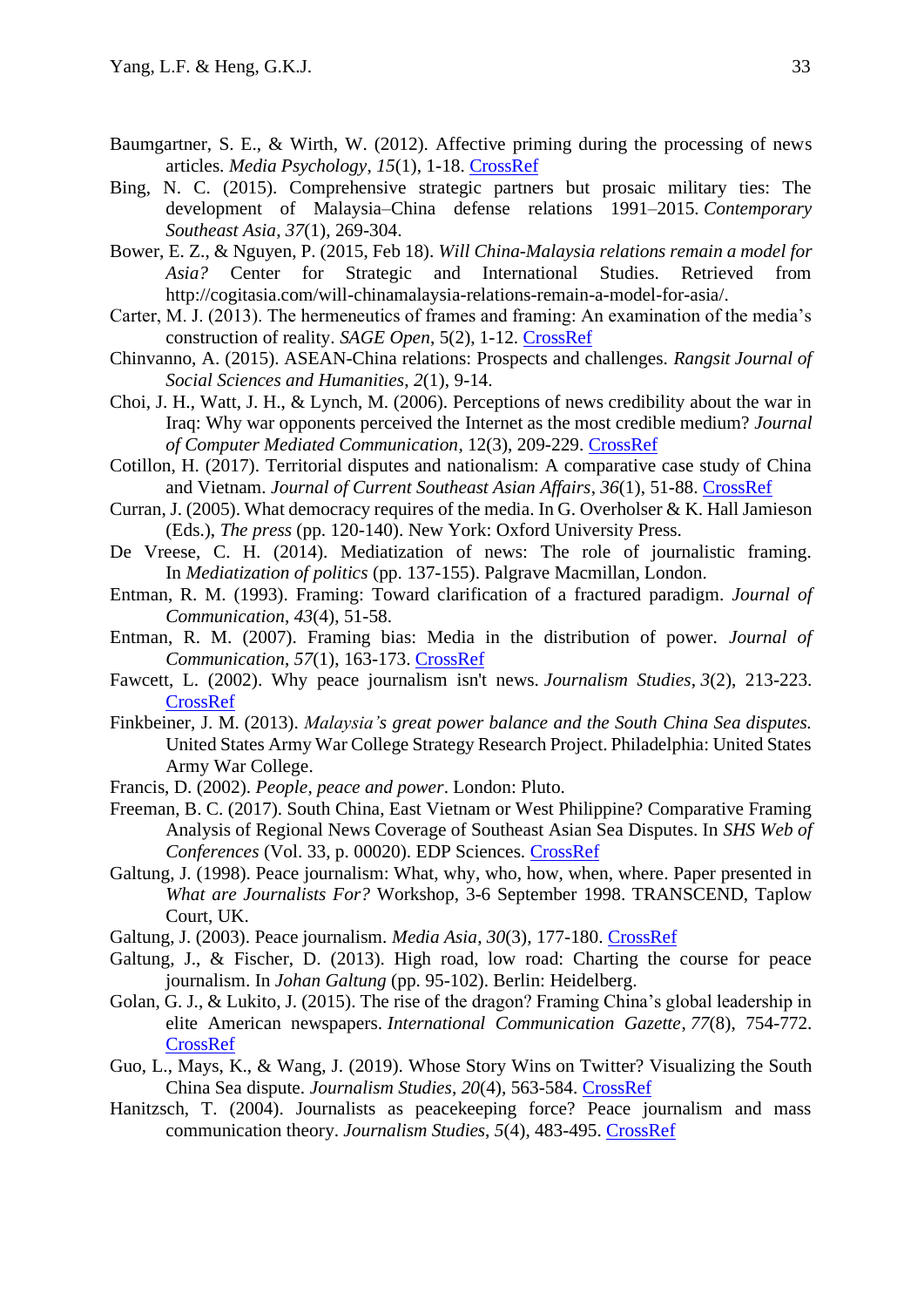Baumgartner, S. E., & Wirth, W. (2012). Affective priming during the processing of news articles. *Media Psychology*, *15*(1), 1-18. CrossRef

Bing, N. C. (2015). Comprehensive strategic partners but prosaic military ties: The development of Malaysia–China defense relations 1991–2015. *Contemporary Southeast Asia*, *37*(1), 269-304.

Bower, E. Z., & Nguyen, P. (2015, Feb 18). *Will China-Malaysia relations remain a model for Asia?* Center for Strategic and International Studies. Retrieved from http://cogitasia.com/will-chinamalaysia-relations-remain-a-model-for-asia/.

Carter, M. J. (2013). The hermeneutics of frames and framing: An examination of the media's construction of reality. *SAGE Open*, 5(2), 1-12. CrossRef

Chinvanno, A. (2015). ASEAN-China relations: Prospects and challenges. *Rangsit Journal of Social Sciences and Humanities*, *2*(1), 9-14.

Choi, J. H., Watt, J. H., & Lynch, M. (2006). Perceptions of news credibility about the war in Iraq: Why war opponents perceived the Internet as the most credible medium? *Journal of Computer Mediated Communication*, 12(3), 209-229. CrossRef

Cotillon, H. (2017). Territorial disputes and nationalism: A comparative case study of China and Vietnam. *Journal of Current Southeast Asian Affairs*, *36*(1), 51-88. CrossRef

Curran, J. (2005). What democracy requires of the media. In G. Overholser & K. Hall Jamieson (Eds.), *The press* (pp. 120-140). New York: Oxford University Press.

De Vreese, C. H. (2014). Mediatization of news: The role of journalistic framing. In *Mediatization of politics* (pp. 137-155). Palgrave Macmillan, London.

Entman, R. M. (1993). Framing: Toward clarification of a fractured paradigm. *Journal of Communication*, *43*(4), 51-58.

Entman, R. M. (2007). Framing bias: Media in the distribution of power. *Journal of Communication*, *57*(1), 163-173. CrossRef

Fawcett, L. (2002). Why peace journalism isn't news. *Journalism Studies*, *3*(2), 213-223. CrossRef

Finkbeiner, J. M. (2013). *Malaysia's great power balance and the South China Sea disputes.* United States Army War College Strategy Research Project. Philadelphia: United States Army War College.

Francis, D. (2002). *People, peace and power*. London: Pluto.

Freeman, B. C. (2017). South China, East Vietnam or West Philippine? Comparative Framing Analysis of Regional News Coverage of Southeast Asian Sea Disputes. In *SHS Web of Conferences* (Vol. 33, p. 00020). EDP Sciences. CrossRef

Galtung, J. (1998). Peace journalism: What, why, who, how, when, where. Paper presented in *What are Journalists For?* Workshop, 3-6 September 1998. TRANSCEND, Taplow Court, UK.

Galtung, J. (2003). Peace journalism. *Media Asia*, *30*(3), 177-180. CrossRef

Galtung, J., & Fischer, D. (2013). High road, low road: Charting the course for peace journalism. In *Johan Galtung* (pp. 95-102). Berlin: Heidelberg.

Golan, G. J., & Lukito, J. (2015). The rise of the dragon? Framing China's global leadership in elite American newspapers. *International Communication Gazette*, *77*(8), 754-772. CrossRef

Guo, L., Mays, K., & Wang, J. (2019). Whose Story Wins on Twitter? Visualizing the South China Sea dispute. *Journalism Studies*, *20*(4), 563-584. CrossRef

Hanitzsch, T. (2004). Journalists as peacekeeping force? Peace journalism and mass communication theory. *Journalism Studies*, *5*(4), 483-495. CrossRef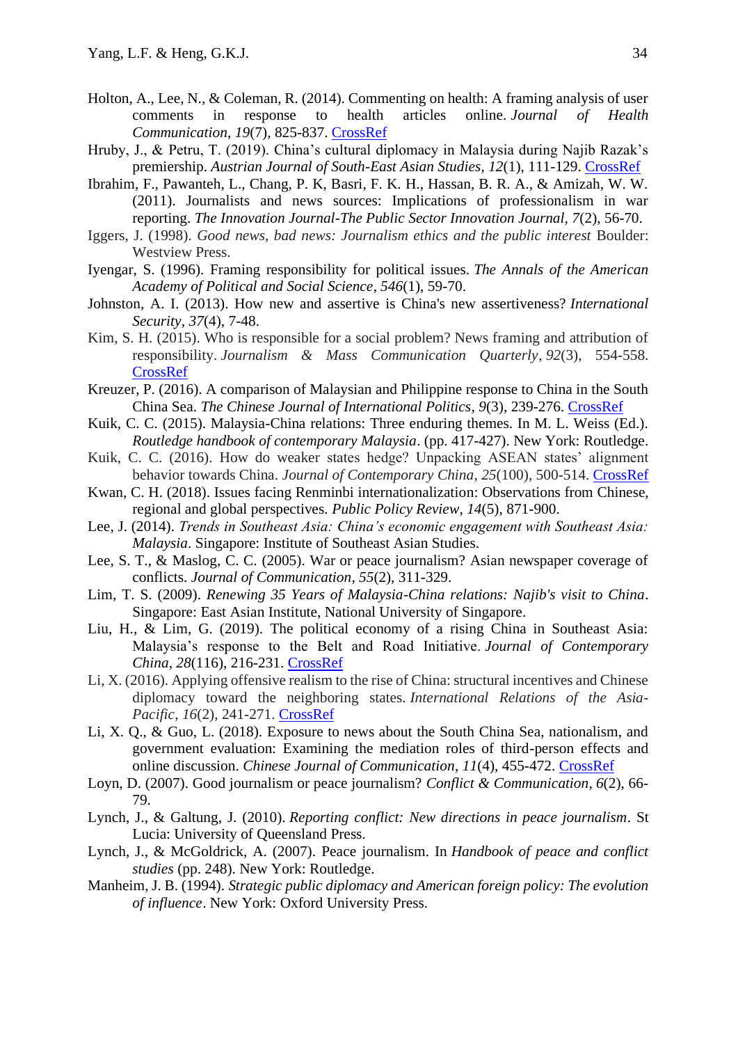Holton, A., Lee, N., & Coleman, R. (2014). Commenting on health: A framing analysis of user comments in response to health articles online. *Journal of Health Communication*, *19*(7), 825-837. CrossRef

Hruby, J., & Petru, T. (2019). China's cultural diplomacy in Malaysia during Najib Razak's premiership. *Austrian Journal of South-East Asian Studies*, *12*(1), 111-129. CrossRef

Ibrahim, F., Pawanteh, L., Chang, P. K, Basri, F. K. H., Hassan, B. R. A., & Amizah, W. W. (2011). Journalists and news sources: Implications of professionalism in war reporting. *The Innovation Journal-The Public Sector Innovation Journal*, *7*(2), 56-70.

Iggers, J. (1998). *Good news, bad news: Journalism ethics and the public interest* Boulder: Westview Press.

Iyengar, S. (1996). Framing responsibility for political issues. *The Annals of the American Academy of Political and Social Science*, *546*(1), 59-70.

Johnston, A. I. (2013). How new and assertive is China's new assertiveness? *International Security*, *37*(4), 7-48.

Kim, S. H. (2015). Who is responsible for a social problem? News framing and attribution of responsibility. *Journalism & Mass Communication Quarterly*, *92*(3), 554-558. CrossRef

Kreuzer, P. (2016). A comparison of Malaysian and Philippine response to China in the South China Sea. *The Chinese Journal of International Politics*, *9*(3), 239-276. CrossRef

Kuik, C. C. (2015). Malaysia-China relations: Three enduring themes. In M. L. Weiss (Ed.). *Routledge handbook of contemporary Malaysia*. (pp. 417-427). New York: Routledge.

Kuik, C. C. (2016). How do weaker states hedge? Unpacking ASEAN states' alignment behavior towards China. *Journal of Contemporary China*, *25*(100), 500-514. CrossRef

Kwan, C. H. (2018). Issues facing Renminbi internationalization: Observations from Chinese, regional and global perspectives. *Public Policy Review*, *14*(5), 871-900.

Lee, J. (2014). *Trends in Southeast Asia: China's economic engagement with Southeast Asia: Malaysia*. Singapore: Institute of Southeast Asian Studies.

Lee, S. T., & Maslog, C. C. (2005). War or peace journalism? Asian newspaper coverage of conflicts. *Journal of Communication*, *55*(2), 311-329.

Lim, T. S. (2009). *Renewing 35 Years of Malaysia-China relations: Najib's visit to China*. Singapore: East Asian Institute, National University of Singapore.

Liu, H., & Lim, G. (2019). The political economy of a rising China in Southeast Asia: Malaysia's response to the Belt and Road Initiative. *Journal of Contemporary China*, *28*(116), 216-231. CrossRef

Li, X. (2016). Applying offensive realism to the rise of China: structural incentives and Chinese diplomacy toward the neighboring states. *International Relations of the Asia-Pacific*, *16*(2), 241-271. CrossRef

Li, X. Q., & Guo, L. (2018). Exposure to news about the South China Sea, nationalism, and government evaluation: Examining the mediation roles of third-person effects and online discussion. *Chinese Journal of Communication*, *11*(4), 455-472. CrossRef

Loyn, D. (2007). Good journalism or peace journalism? *Conflict & Communication*, *6*(2), 66-79.

Lynch, J., & Galtung, J. (2010). *Reporting conflict: New directions in peace journalism*. St Lucia: University of Queensland Press.

Lynch, J., & McGoldrick, A. (2007). Peace journalism. In *Handbook of peace and conflict studies* (pp. 248). New York: Routledge.

Manheim, J. B. (1994). *Strategic public diplomacy and American foreign policy: The evolution of influence*. New York: Oxford University Press.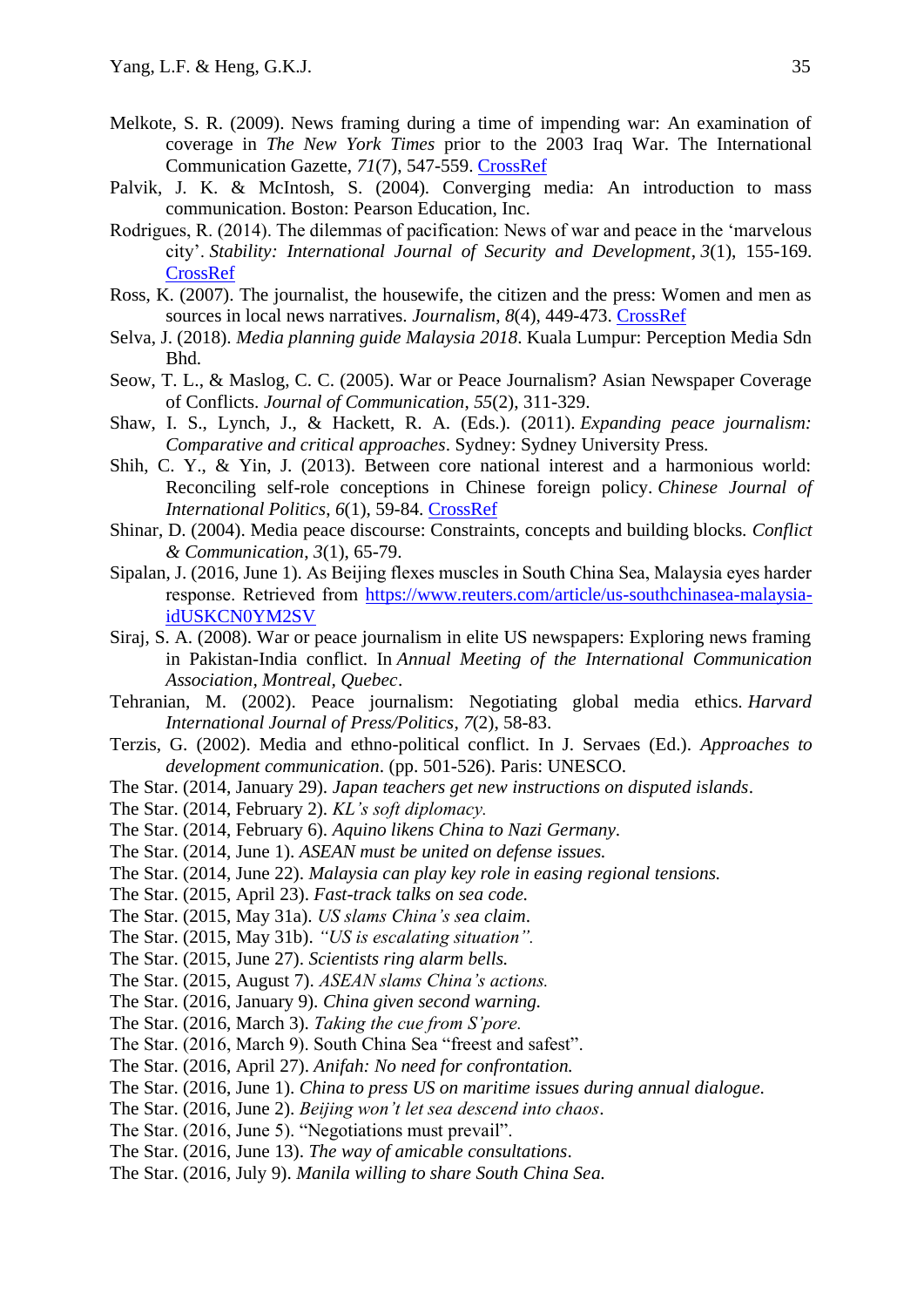Melkote, S. R. (2009). News framing during a time of impending war: An examination of coverage in *The New York Times* prior to the 2003 Iraq War. The International Communication Gazette, *71*(7), 547-559. CrossRef

Palvik, J. K. & McIntosh, S. (2004). Converging media: An introduction to mass communication. Boston: Pearson Education, Inc.

Rodrigues, R. (2014). The dilemmas of pacification: News of war and peace in the 'marvelous city'. *Stability: International Journal of Security and Development*, *3*(1), 155-169. CrossRef

Ross, K. (2007). The journalist, the housewife, the citizen and the press: Women and men as sources in local news narratives. *Journalism*, *8*(4), 449-473. CrossRef

Selva, J. (2018). *Media planning guide Malaysia 2018*. Kuala Lumpur: Perception Media Sdn Bhd.

Seow, T. L., & Maslog, C. C. (2005). War or Peace Journalism? Asian Newspaper Coverage of Conflicts. *Journal of Communication*, *55*(2), 311-329.

Shaw, I. S., Lynch, J., & Hackett, R. A. (Eds.). (2011). *Expanding peace journalism: Comparative and critical approaches*. Sydney: Sydney University Press.

Shih, C. Y., & Yin, J. (2013). Between core national interest and a harmonious world: Reconciling self-role conceptions in Chinese foreign policy. *Chinese Journal of International Politics*, *6*(1), 59-84. CrossRef

Shinar, D. (2004). Media peace discourse: Constraints, concepts and building blocks. *Conflict & Communication*, *3*(1), 65-79.

Sipalan, J. (2016, June 1). As Beijing flexes muscles in South China Sea, Malaysia eyes harder response. Retrieved from https://www.reuters.com/article/us-southchinasea-malaysia-idUSKCN0YM2SV

Siraj, S. A. (2008). War or peace journalism in elite US newspapers: Exploring news framing in Pakistan-India conflict. In *Annual Meeting of the International Communication Association, Montreal, Quebec*.

Tehranian, M. (2002). Peace journalism: Negotiating global media ethics. *Harvard International Journal of Press/Politics*, *7*(2), 58-83.

Terzis, G. (2002). Media and ethno-political conflict. In J. Servaes (Ed.). *Approaches to development communication*. (pp. 501-526). Paris: UNESCO.

The Star. (2014, January 29). *Japan teachers get new instructions on disputed islands*.

The Star. (2014, February 2). *KL's soft diplomacy.*

The Star. (2014, February 6). *Aquino likens China to Nazi Germany*.

The Star. (2014, June 1). *ASEAN must be united on defense issues.*

The Star. (2014, June 22). *Malaysia can play key role in easing regional tensions.*

The Star. (2015, April 23). *Fast-track talks on sea code.*

The Star. (2015, May 31a). *US slams China's sea claim*.

The Star. (2015, May 31b). *"US is escalating situation".*

The Star. (2015, June 27). *Scientists ring alarm bells.*

The Star. (2015, August 7). *ASEAN slams China's actions.*

The Star. (2016, January 9). *China given second warning.*

The Star. (2016, March 3). *Taking the cue from S'pore.*

The Star. (2016, March 9). South China Sea "freest and safest".

The Star. (2016, April 27). *Anifah: No need for confrontation.*

The Star. (2016, June 1). *China to press US on maritime issues during annual dialogue.*

The Star. (2016, June 2). *Beijing won't let sea descend into chaos*.

The Star. (2016, June 5). "Negotiations must prevail".

The Star. (2016, June 13). *The way of amicable consultations*.

The Star. (2016, July 9). *Manila willing to share South China Sea.*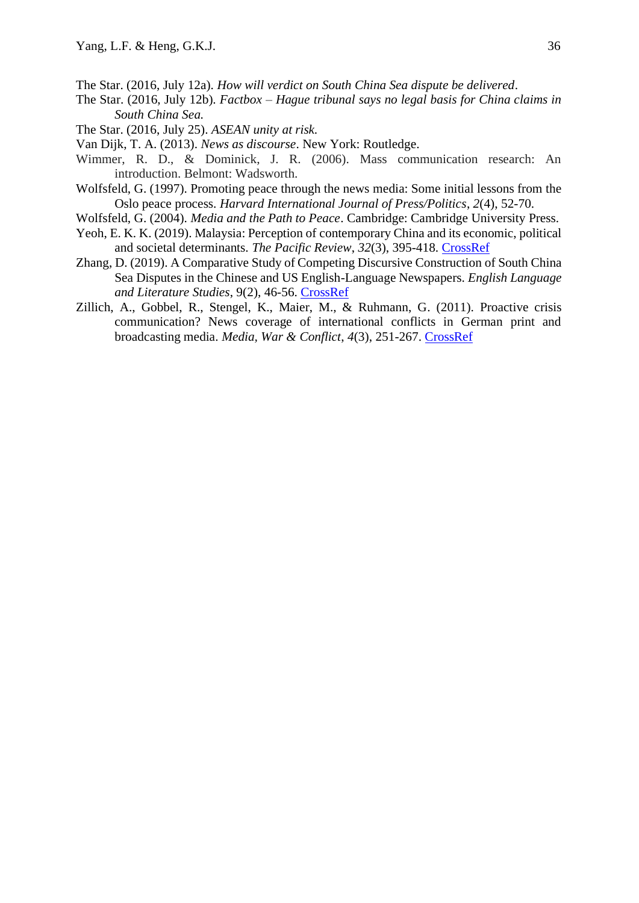The Star. (2016, July 12a). *How will verdict on South China Sea dispute be delivered*.

The Star. (2016, July 12b). *Factbox – Hague tribunal says no legal basis for China claims in South China Sea.*

The Star. (2016, July 25). *ASEAN unity at risk.*

Van Dijk, T. A. (2013). *News as discourse*. New York: Routledge.

Wimmer, R. D., & Dominick, J. R. (2006). Mass communication research: An introduction. Belmont: Wadsworth.

Wolfsfeld, G. (1997). Promoting peace through the news media: Some initial lessons from the Oslo peace process. *Harvard International Journal of Press/Politics*, *2*(4), 52-70.

Wolfsfeld, G. (2004). *Media and the Path to Peace*. Cambridge: Cambridge University Press.

Yeoh, E. K. K. (2019). Malaysia: Perception of contemporary China and its economic, political and societal determinants. *The Pacific Review*, *32*(3), 395-418. CrossRef

Zhang, D. (2019). A Comparative Study of Competing Discursive Construction of South China Sea Disputes in the Chinese and US English-Language Newspapers. *English Language and Literature Studies*, 9(2), 46-56. CrossRef

Zillich, A., Gobbel, R., Stengel, K., Maier, M., & Ruhmann, G. (2011). Proactive crisis communication? News coverage of international conflicts in German print and broadcasting media. *Media, War & Conflict*, *4*(3), 251-267. CrossRef